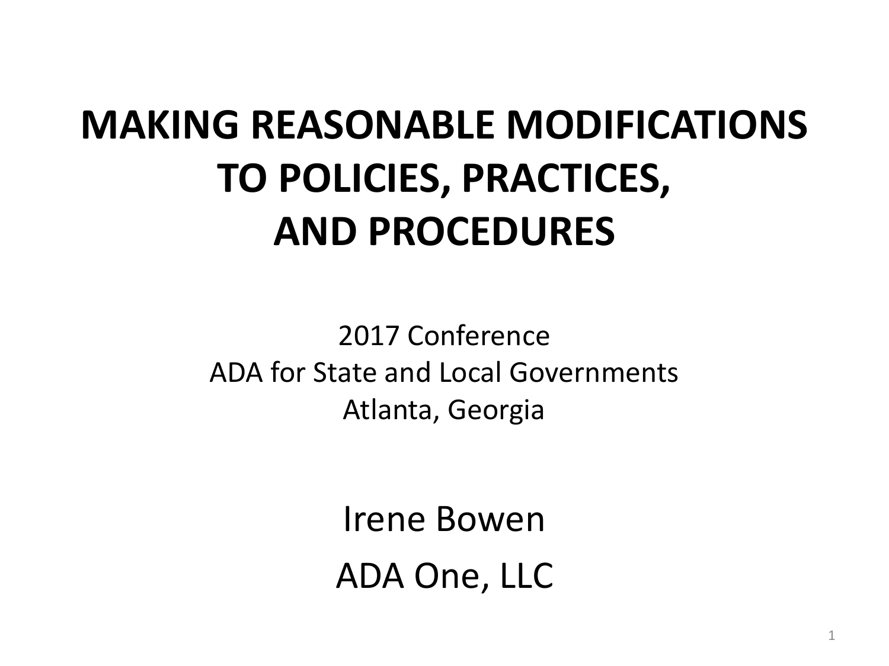# MAKING REASONABLE MODIFICATIONS TO POLICIES, PRACTICES, AND PROCEDURES

2017 Conference
ADA for State and Local Governments
Atlanta, Georgia

Irene Bowen

ADA One, LLC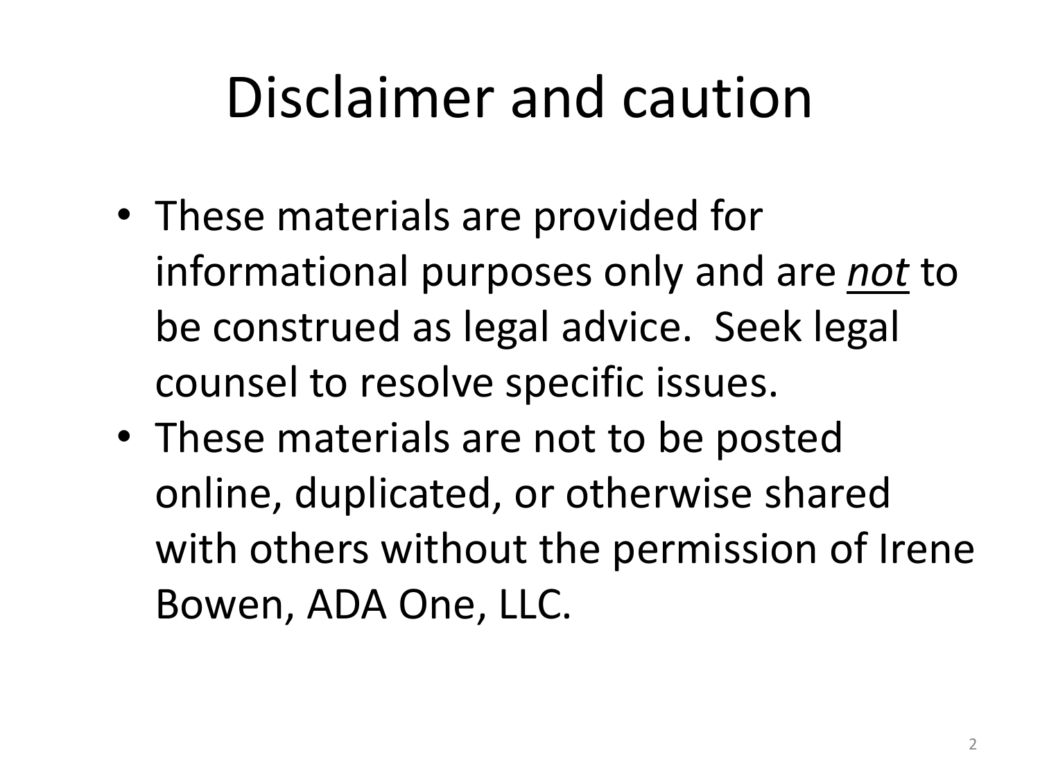# Disclaimer and caution

- These materials are provided for informational purposes only and are ***not*** to be construed as legal advice. Seek legal counsel to resolve specific issues.
- These materials are not to be posted online, duplicated, or otherwise shared with others without the permission of Irene Bowen, ADA One, LLC.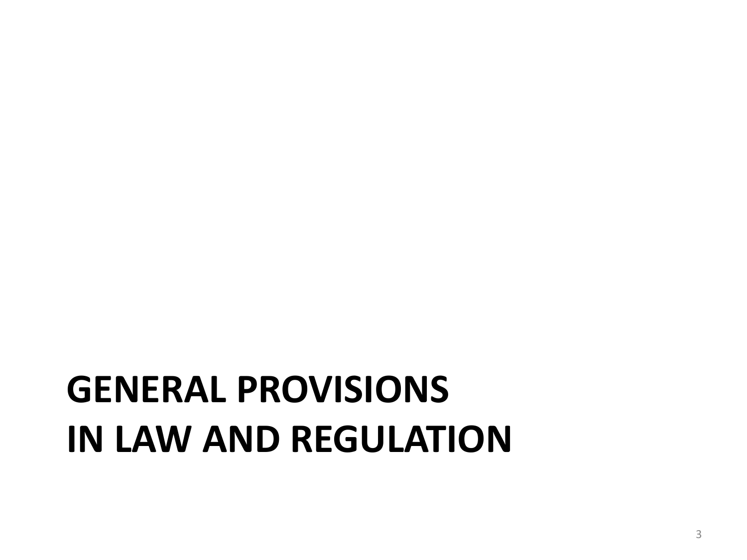# GENERAL PROVISIONS IN LAW AND REGULATION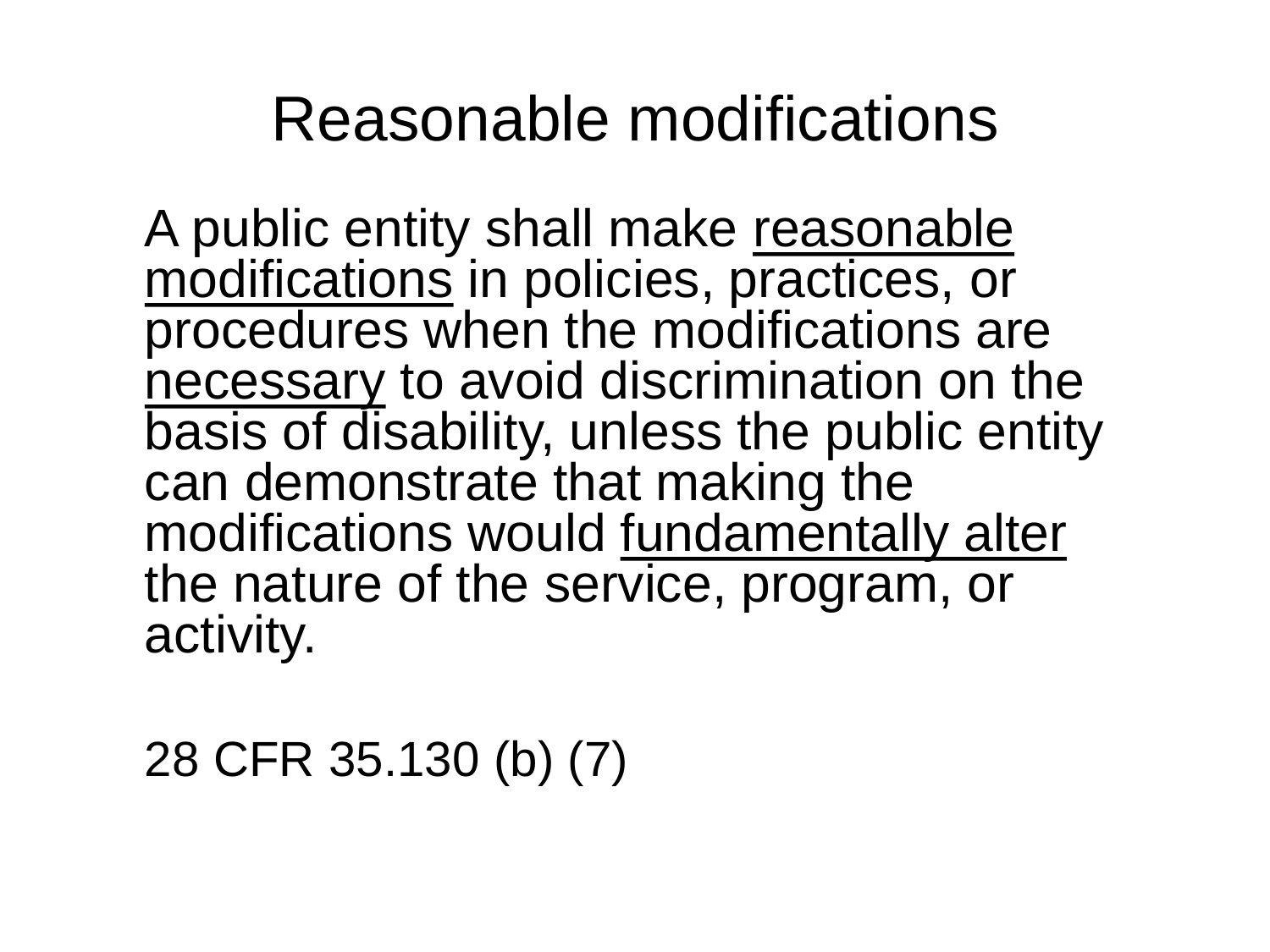# Reasonable modifications

A public entity shall make <u>reasonable modifications</u> in policies, practices, or procedures when the modifications are <u>necessary</u> to avoid discrimination on the basis of disability, unless the public entity can demonstrate that making the modifications would <u>fundamentally alter</u> the nature of the service, program, or activity.

28 CFR 35.130 (b) (7)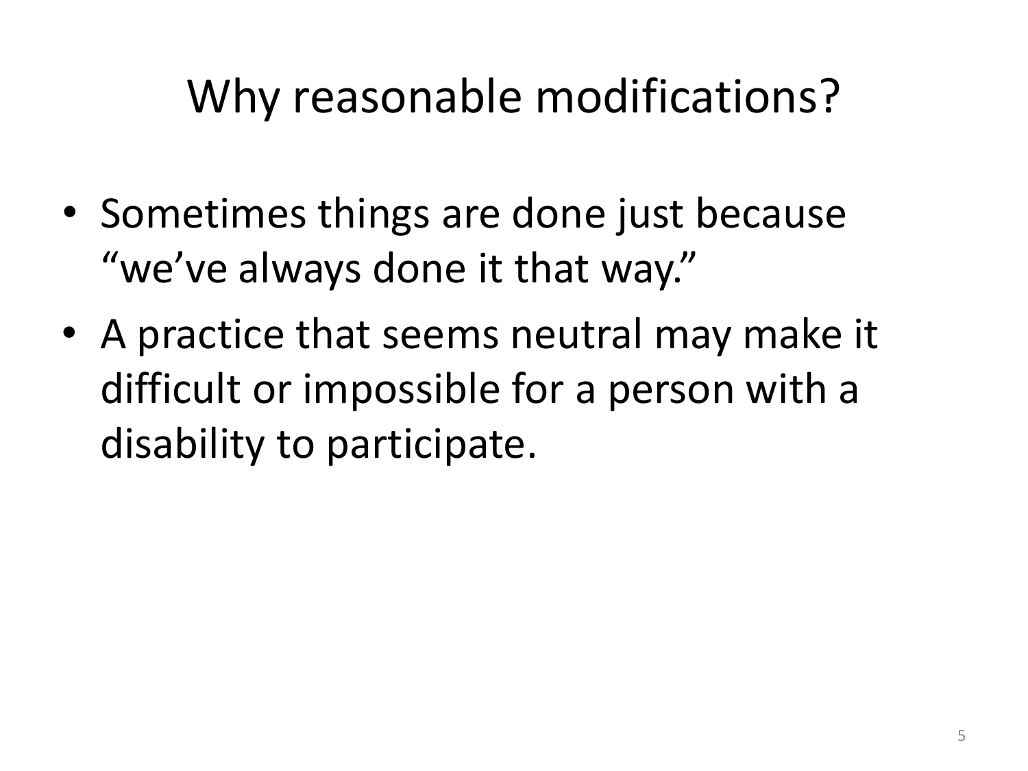# Why reasonable modifications?

- Sometimes things are done just because "we've always done it that way."
- A practice that seems neutral may make it difficult or impossible for a person with a disability to participate.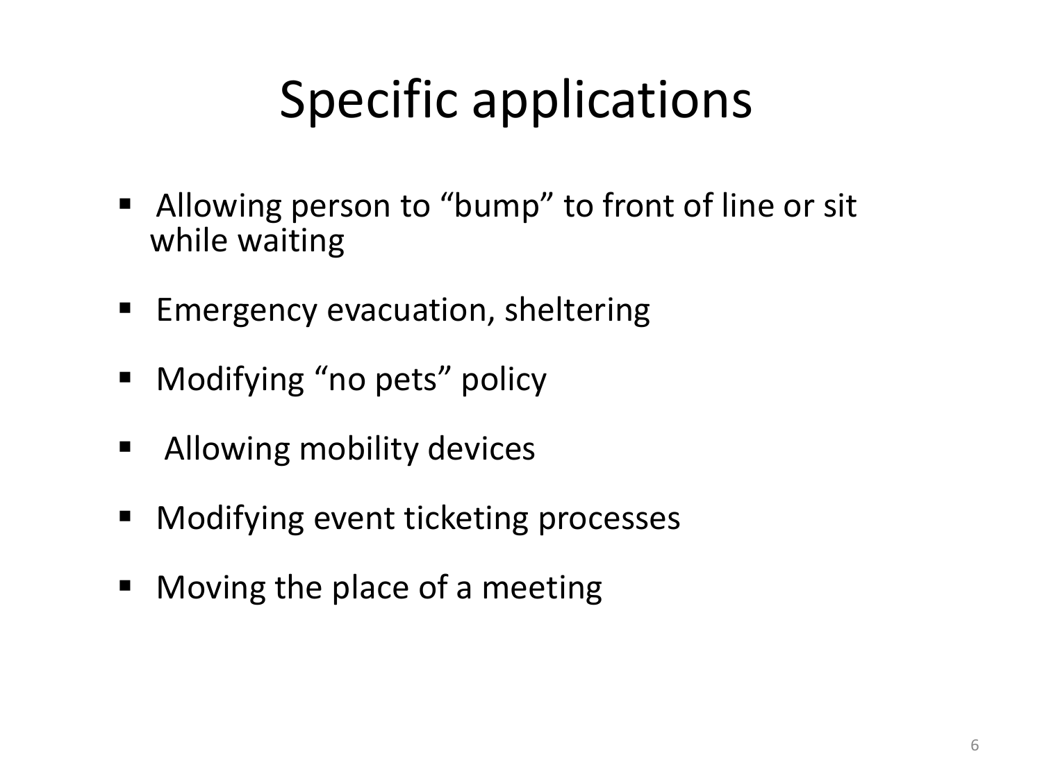# Specific applications

- Allowing person to "bump" to front of line or sit while waiting
- Emergency evacuation, sheltering
- Modifying "no pets" policy
- Allowing mobility devices
- Modifying event ticketing processes
- Moving the place of a meeting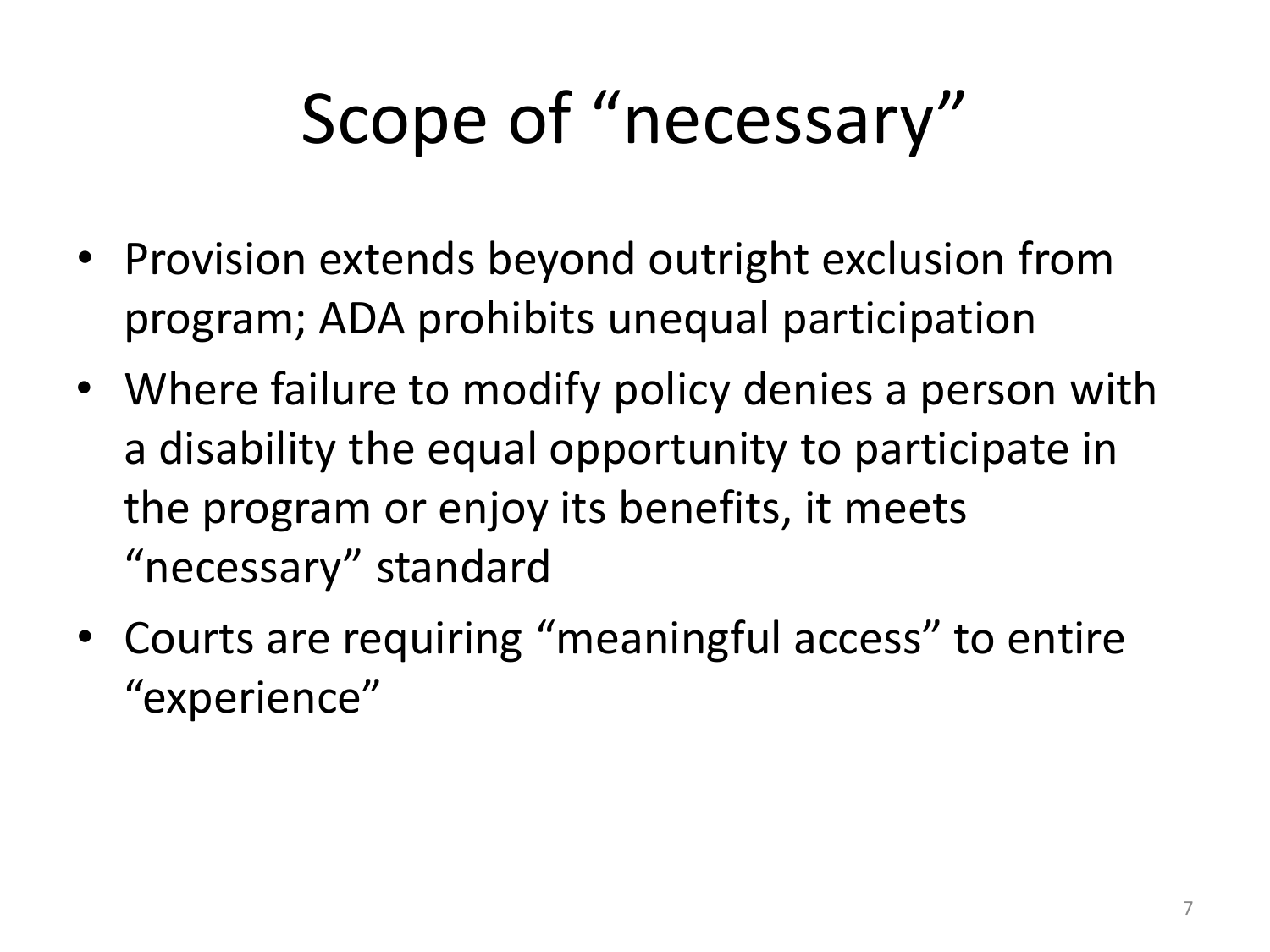# Scope of "necessary"

- Provision extends beyond outright exclusion from program; ADA prohibits unequal participation
- Where failure to modify policy denies a person with a disability the equal opportunity to participate in the program or enjoy its benefits, it meets "necessary" standard
- Courts are requiring "meaningful access" to entire "experience"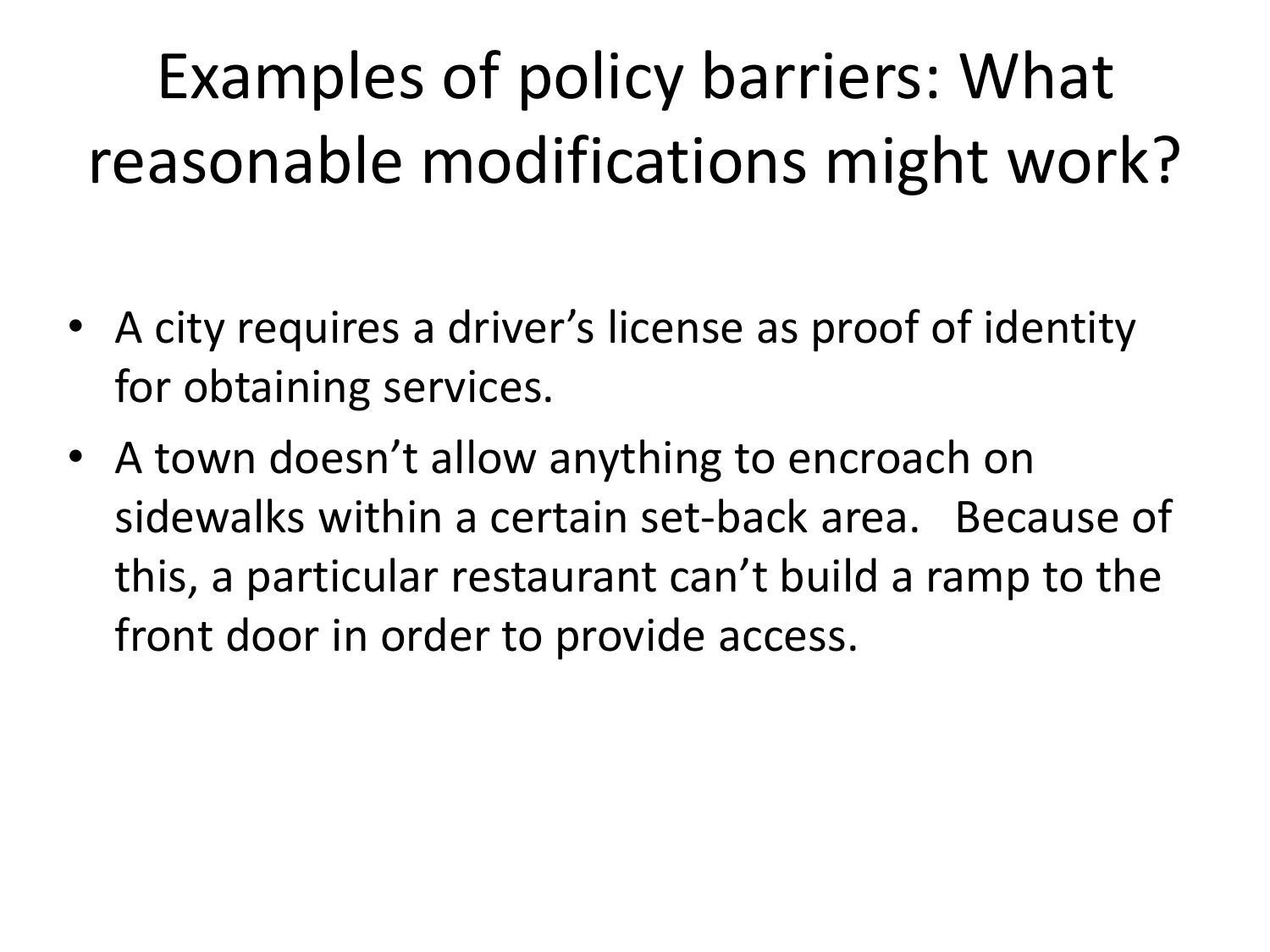# Examples of policy barriers: What reasonable modifications might work?

- A city requires a driver's license as proof of identity for obtaining services.
- A town doesn't allow anything to encroach on sidewalks within a certain set-back area. Because of this, a particular restaurant can't build a ramp to the front door in order to provide access.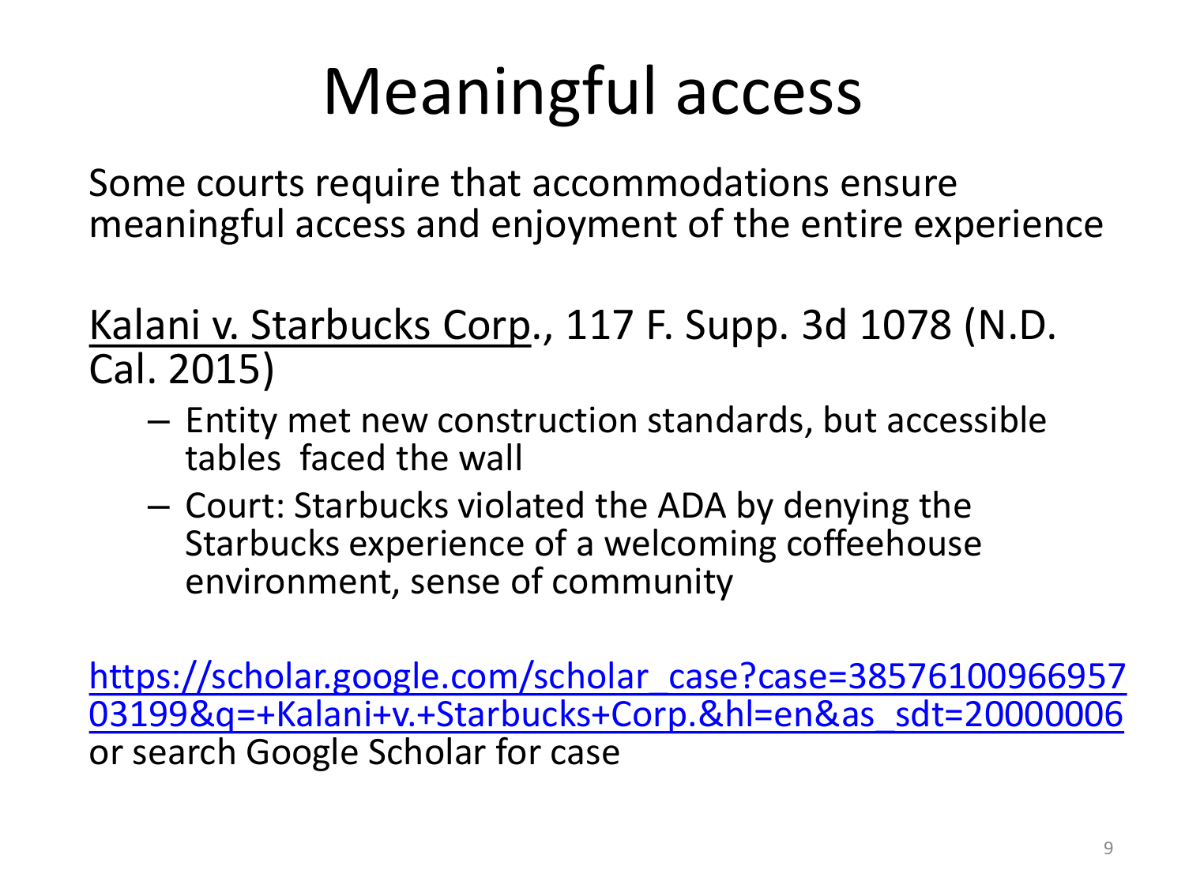# Meaningful access

Some courts require that accommodations ensure meaningful access and enjoyment of the entire experience

Kalani v. Starbucks Corp., 117 F. Supp. 3d 1078 (N.D. Cal. 2015)

- Entity met new construction standards, but accessible tables faced the wall
- Court: Starbucks violated the ADA by denying the Starbucks experience of a welcoming coffeehouse environment, sense of community

[https://scholar.google.com/scholar_case?case=3857610096695703199&q=+Kalani+v.+Starbucks+Corp.&hl=en&as_sdt=20000006](https://scholar.google.com/scholar_case?case=3857610096695703199&q=+Kalani+v.+Starbucks+Corp.&hl=en&as_sdt=20000006) or search Google Scholar for case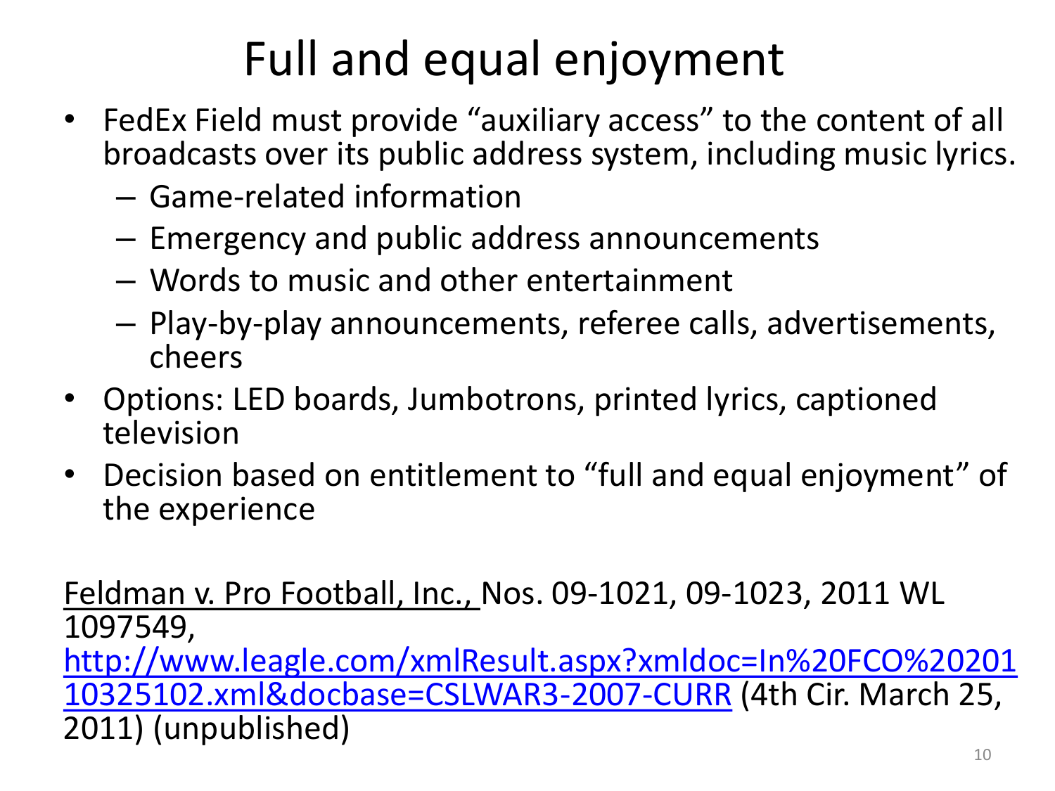# Full and equal enjoyment

- FedEx Field must provide "auxiliary access" to the content of all broadcasts over its public address system, including music lyrics.
  - Game-related information
  - Emergency and public address announcements
  - Words to music and other entertainment
  - Play-by-play announcements, referee calls, advertisements, cheers
- Options: LED boards, Jumbotrons, printed lyrics, captioned television
- Decision based on entitlement to "full and equal enjoyment" of the experience

Feldman v. Pro Football, Inc., Nos. 09-1021, 09-1023, 2011 WL 1097549, http://www.leagle.com/xmlResult.aspx?xmldoc=In%20FCO%2020110325102.xml&docbase=CSLWAR3-2007-CURR (4th Cir. March 25, 2011) (unpublished)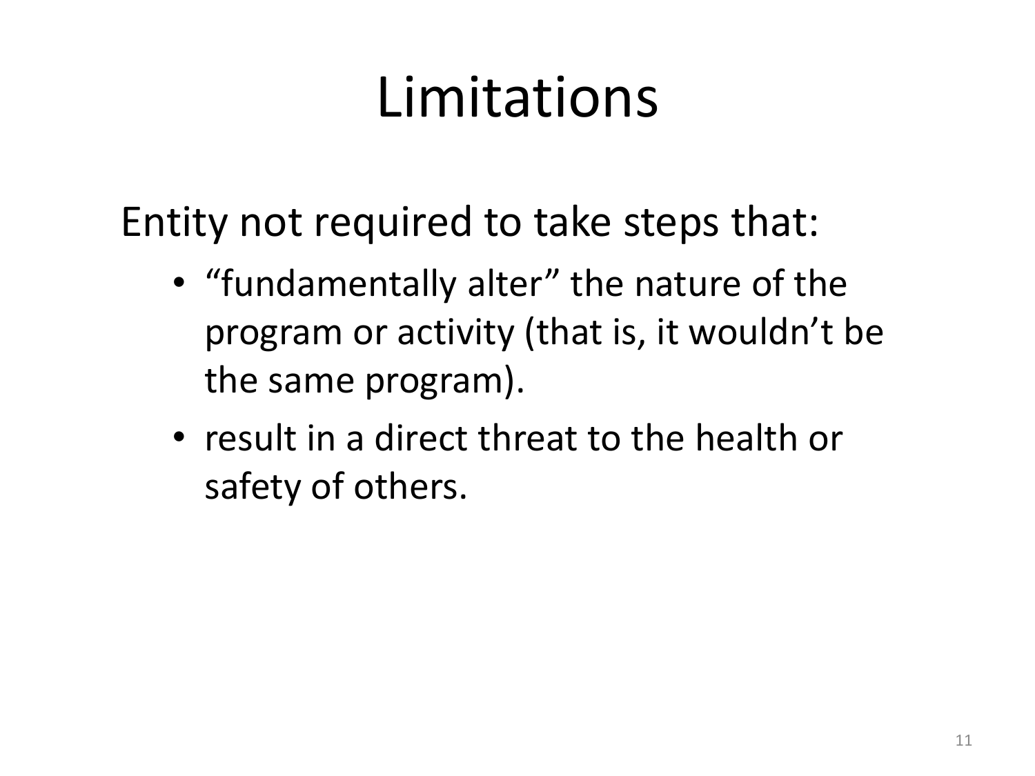# Limitations

Entity not required to take steps that:

- "fundamentally alter" the nature of the program or activity (that is, it wouldn't be the same program).
- result in a direct threat to the health or safety of others.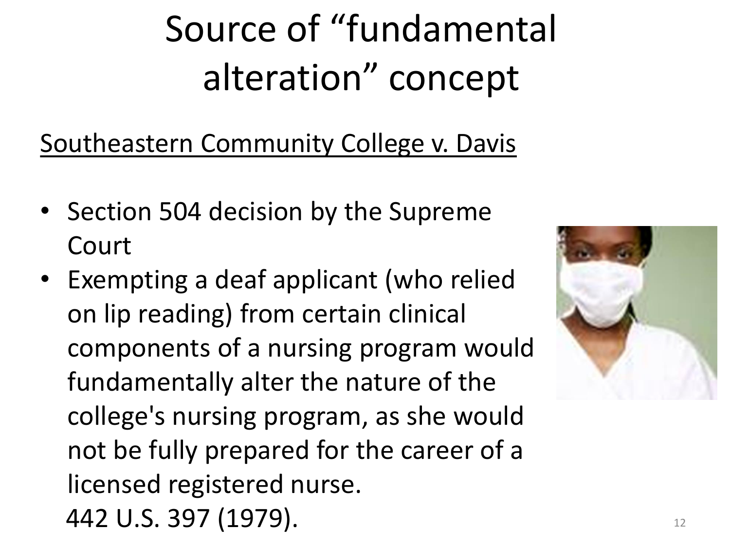# Source of "fundamental alteration" concept

<u>Southeastern Community College v. Davis</u>

- Section 504 decision by the Supreme Court
- Exempting a deaf applicant (who relied on lip reading) from certain clinical components of a nursing program would fundamentally alter the nature of the college's nursing program, as she would not be fully prepared for the career of a licensed registered nurse.
  442 U.S. 397 (1979).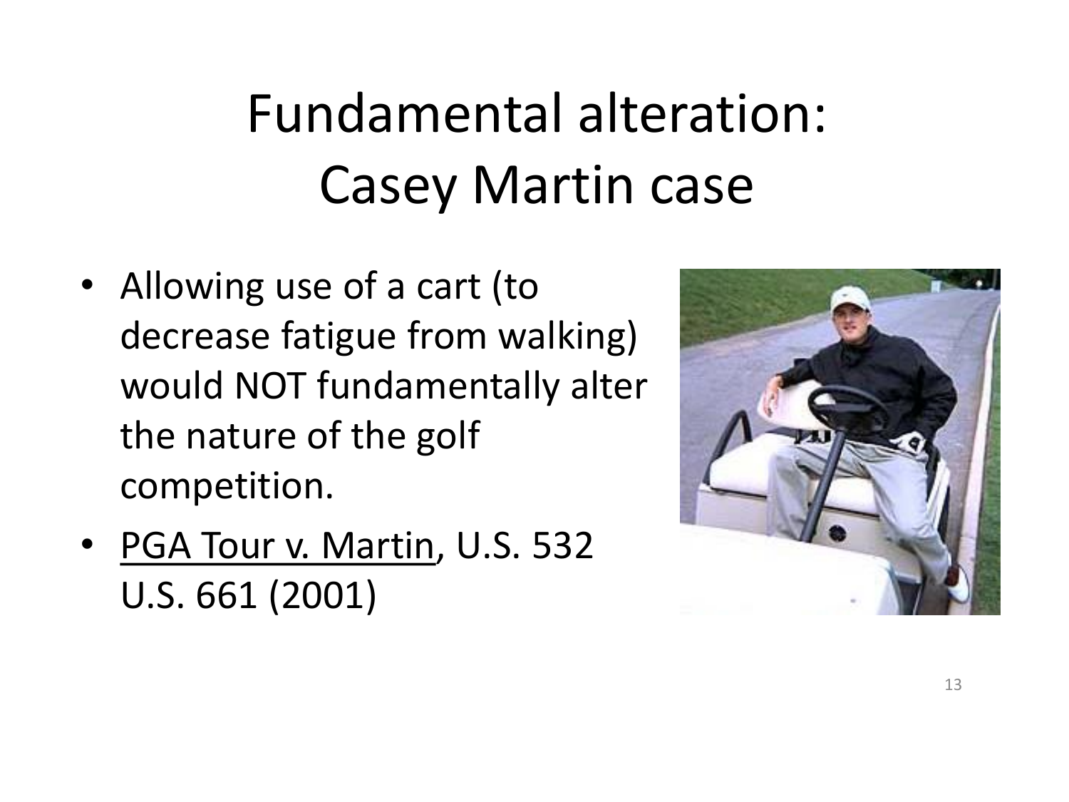# Fundamental alteration: Casey Martin case

- Allowing use of a cart (to decrease fatigue from walking) would NOT fundamentally alter the nature of the golf competition.
- PGA Tour v. Martin, U.S. 532 U.S. 661 (2001)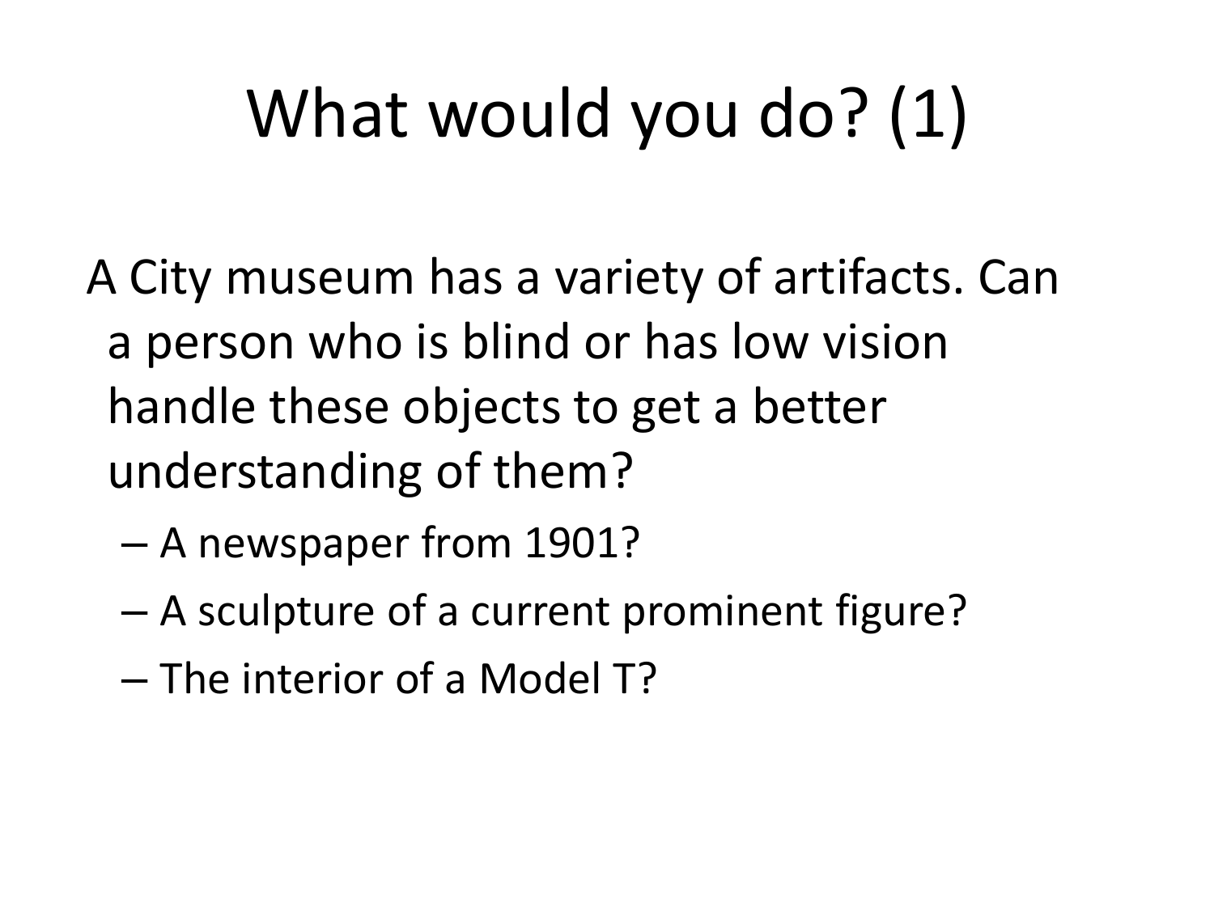# What would you do? (1)

A City museum has a variety of artifacts. Can a person who is blind or has low vision handle these objects to get a better understanding of them?

- A newspaper from 1901?
- A sculpture of a current prominent figure?
- The interior of a Model T?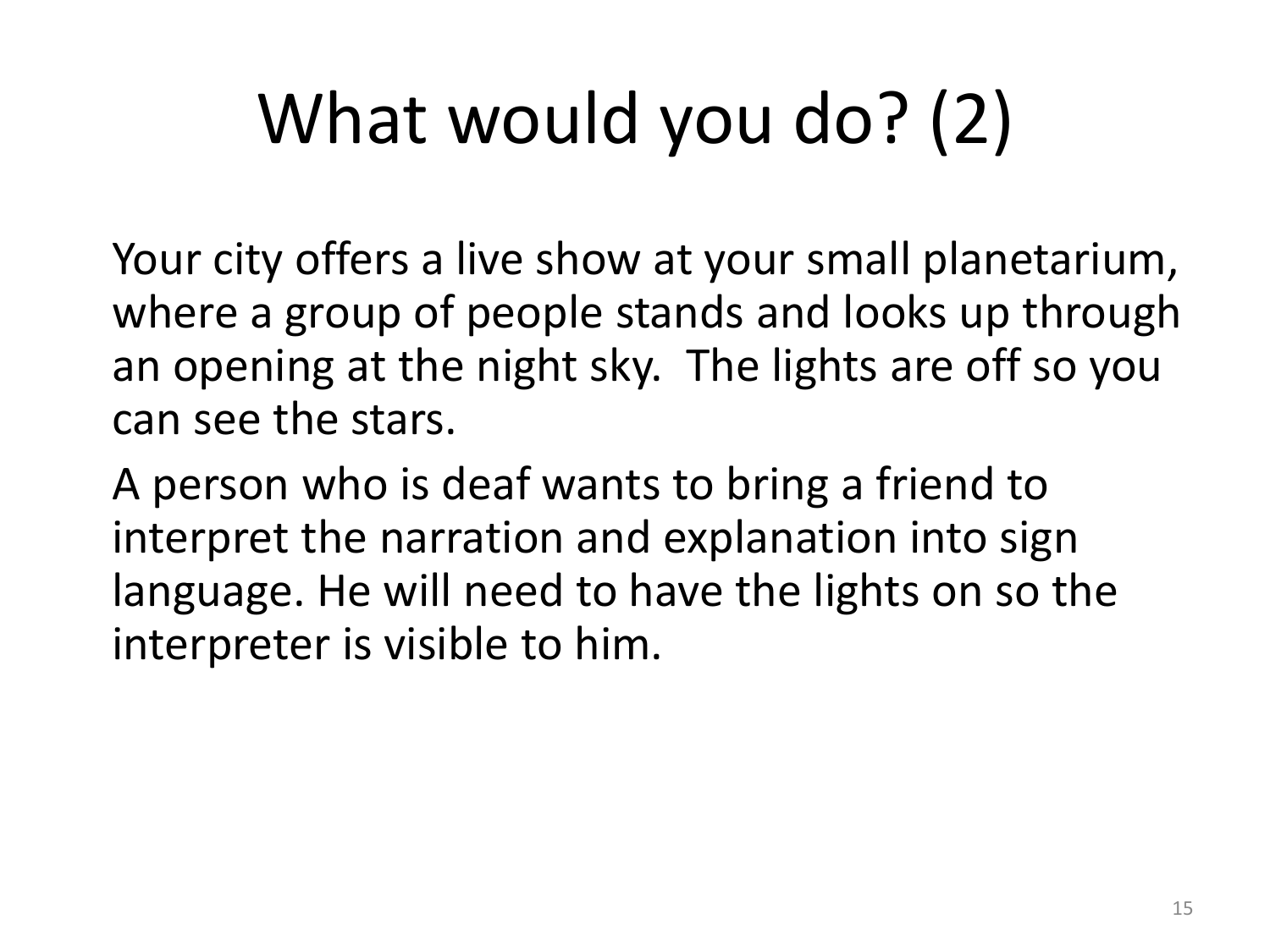# What would you do? (2)

Your city offers a live show at your small planetarium, where a group of people stands and looks up through an opening at the night sky. The lights are off so you can see the stars.

A person who is deaf wants to bring a friend to interpret the narration and explanation into sign language. He will need to have the lights on so the interpreter is visible to him.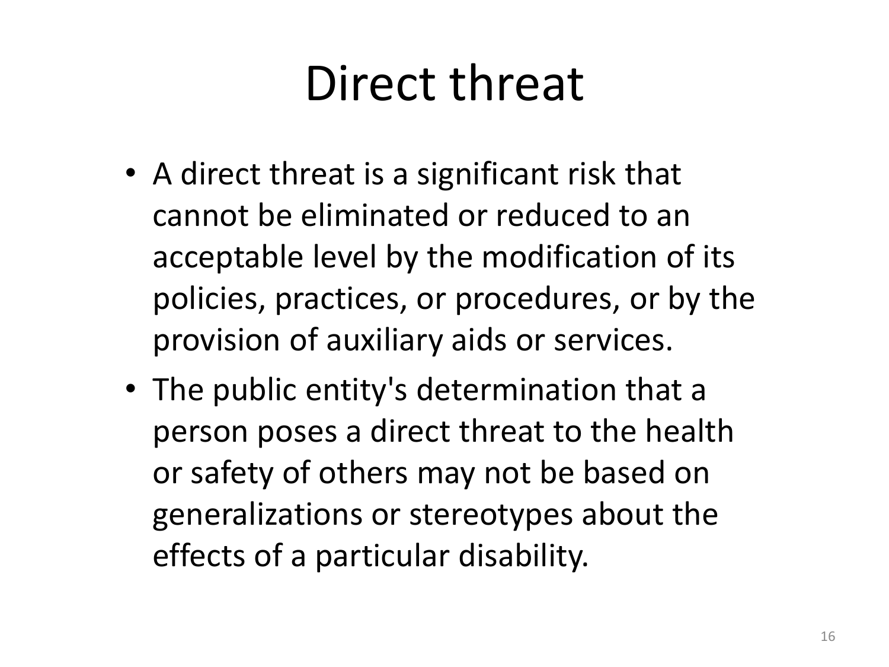# Direct threat

- A direct threat is a significant risk that cannot be eliminated or reduced to an acceptable level by the modification of its policies, practices, or procedures, or by the provision of auxiliary aids or services.
- The public entity's determination that a person poses a direct threat to the health or safety of others may not be based on generalizations or stereotypes about the effects of a particular disability.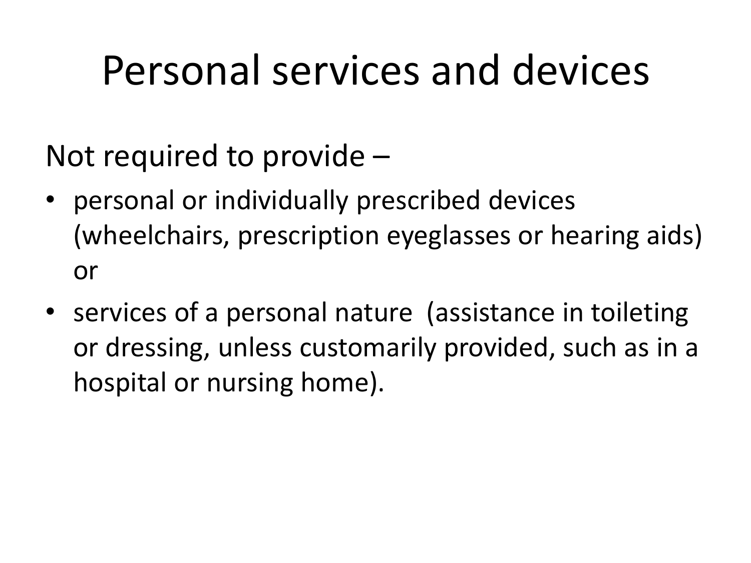# Personal services and devices

Not required to provide –

- personal or individually prescribed devices (wheelchairs, prescription eyeglasses or hearing aids) or
- services of a personal nature (assistance in toileting or dressing, unless customarily provided, such as in a hospital or nursing home).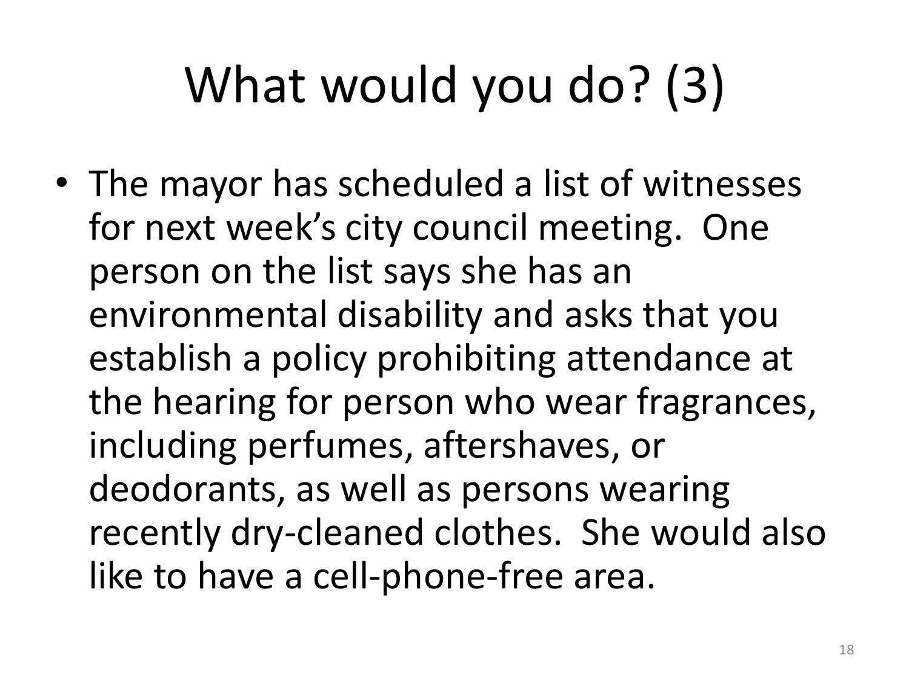# What would you do? (3)

- The mayor has scheduled a list of witnesses for next week's city council meeting. One person on the list says she has an environmental disability and asks that you establish a policy prohibiting attendance at the hearing for person who wear fragrances, including perfumes, aftershaves, or deodorants, as well as persons wearing recently dry-cleaned clothes. She would also like to have a cell-phone-free area.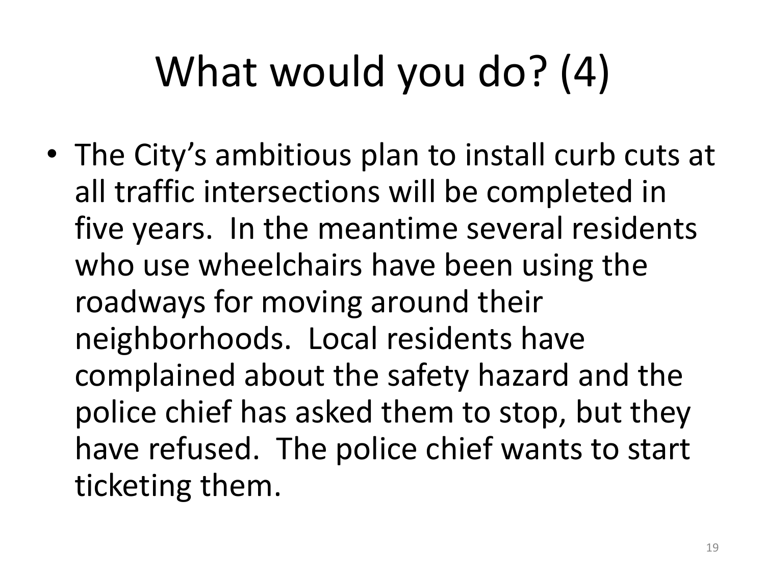# What would you do? (4)

- The City's ambitious plan to install curb cuts at all traffic intersections will be completed in five years.  In the meantime several residents who use wheelchairs have been using the roadways for moving around their neighborhoods.  Local residents have complained about the safety hazard and the police chief has asked them to stop, but they have refused.  The police chief wants to start ticketing them.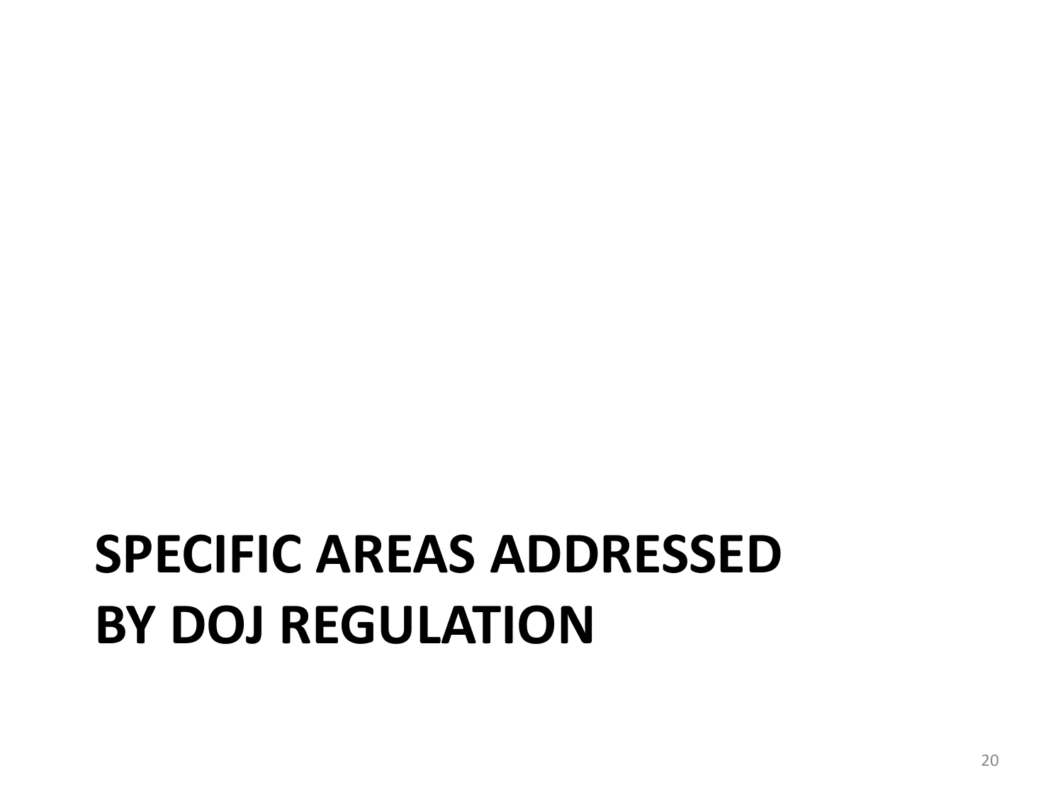# SPECIFIC AREAS ADDRESSED BY DOJ REGULATION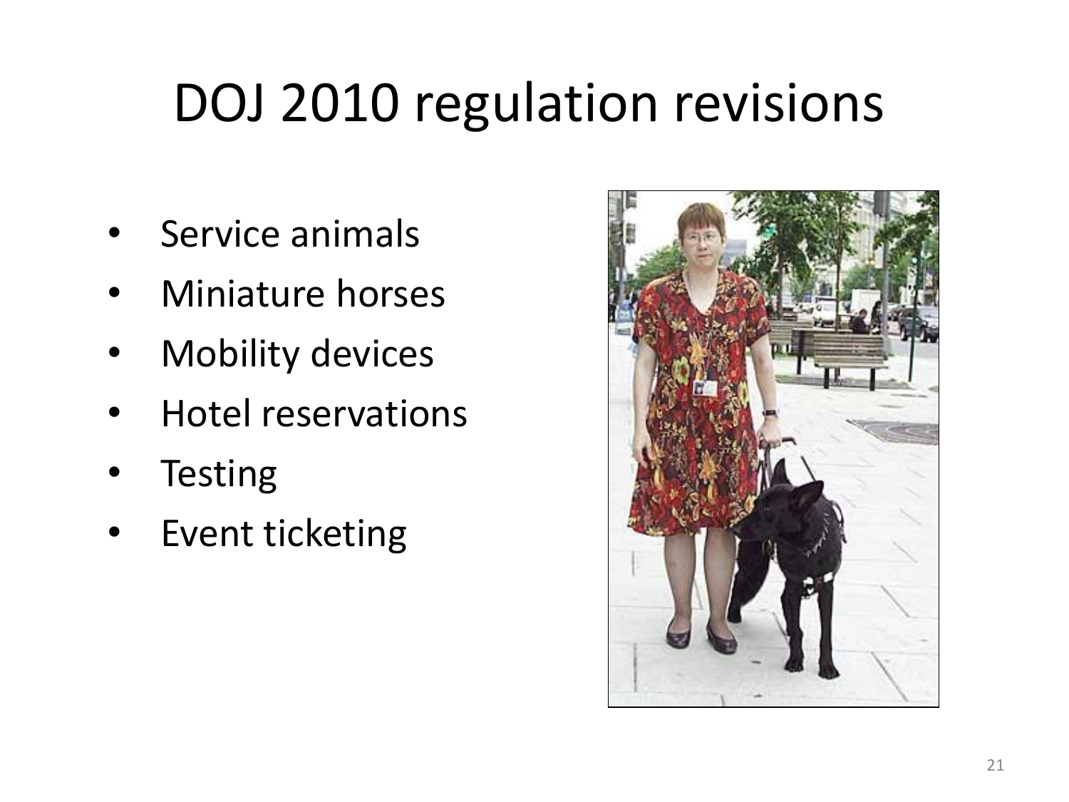# DOJ 2010 regulation revisions

- Service animals
- Miniature horses
- Mobility devices
- Hotel reservations
- Testing
- Event ticketing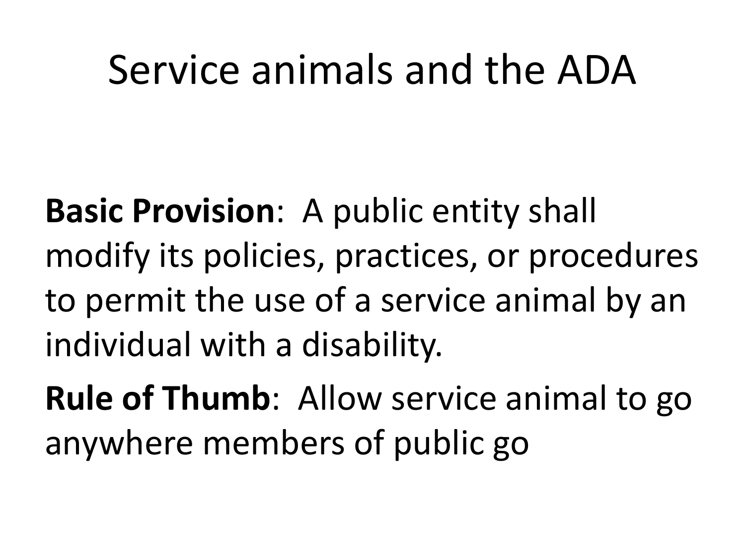# Service animals and the ADA

**Basic Provision**: A public entity shall modify its policies, practices, or procedures to permit the use of a service animal by an individual with a disability.

**Rule of Thumb**: Allow service animal to go anywhere members of public go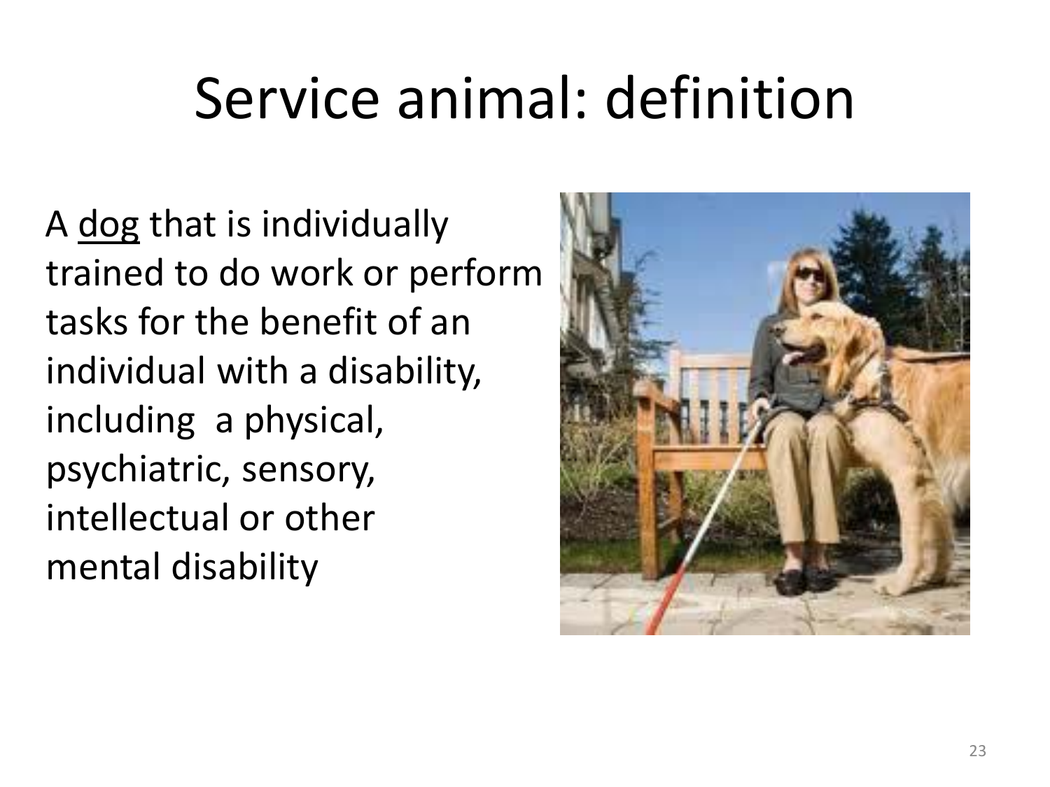# Service animal: definition

A <u>dog</u> that is individually trained to do work or perform tasks for the benefit of an individual with a disability, including a physical, psychiatric, sensory, intellectual or other mental disability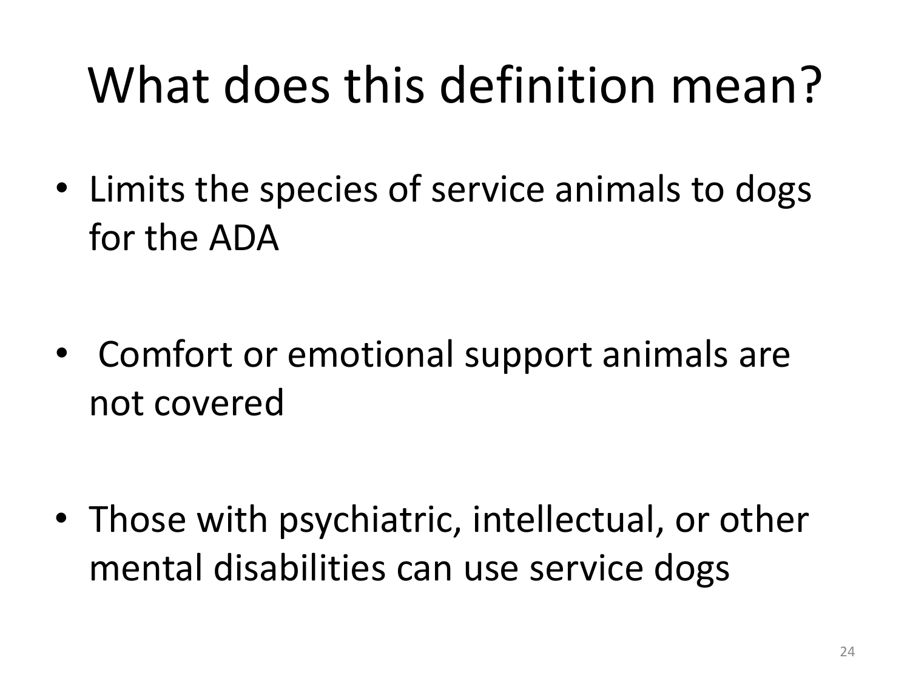# What does this definition mean?

- Limits the species of service animals to dogs for the ADA
- Comfort or emotional support animals are not covered
- Those with psychiatric, intellectual, or other mental disabilities can use service dogs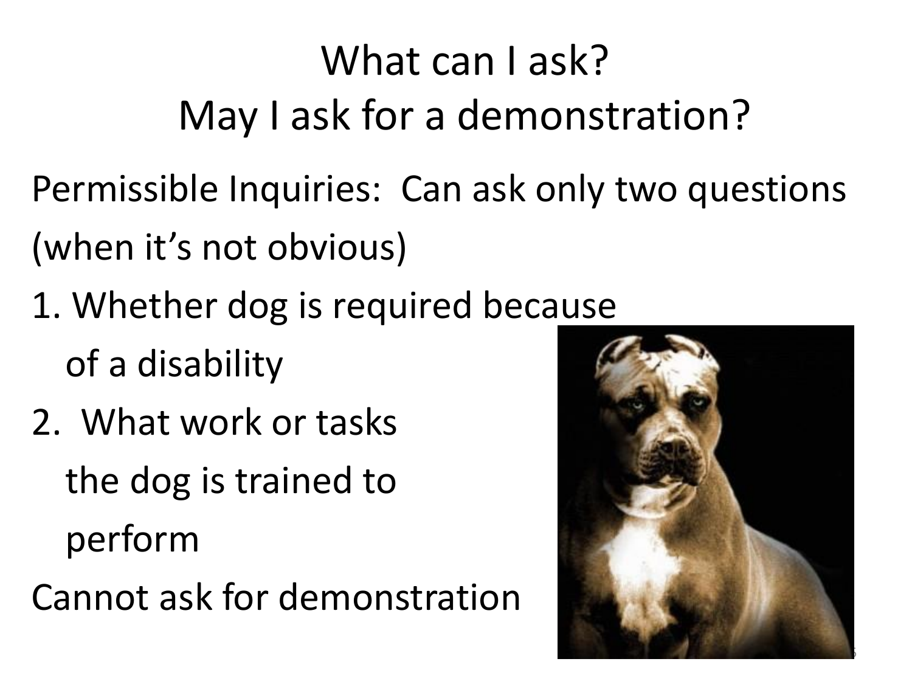# What can I ask?
# May I ask for a demonstration?

Permissible Inquiries: Can ask only two questions (when it's not obvious)

1. Whether dog is required because of a disability
2. What work or tasks the dog is trained to perform

Cannot ask for demonstration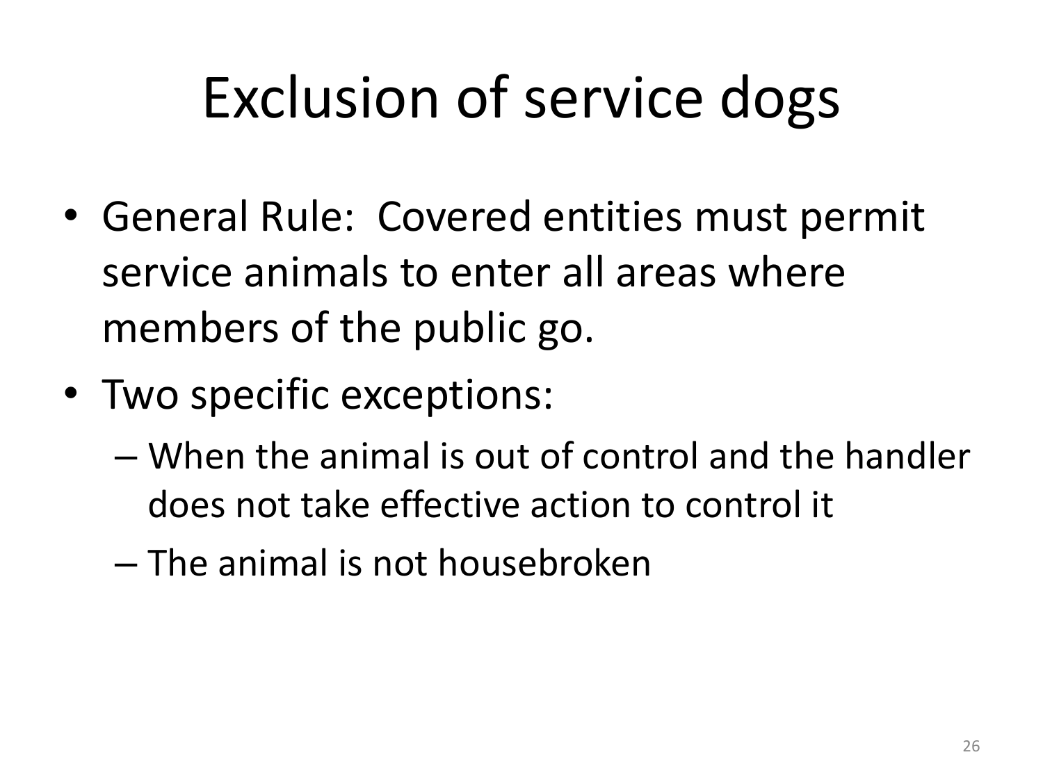# Exclusion of service dogs

- General Rule: Covered entities must permit service animals to enter all areas where members of the public go.
- Two specific exceptions:
  - When the animal is out of control and the handler does not take effective action to control it
  - The animal is not housebroken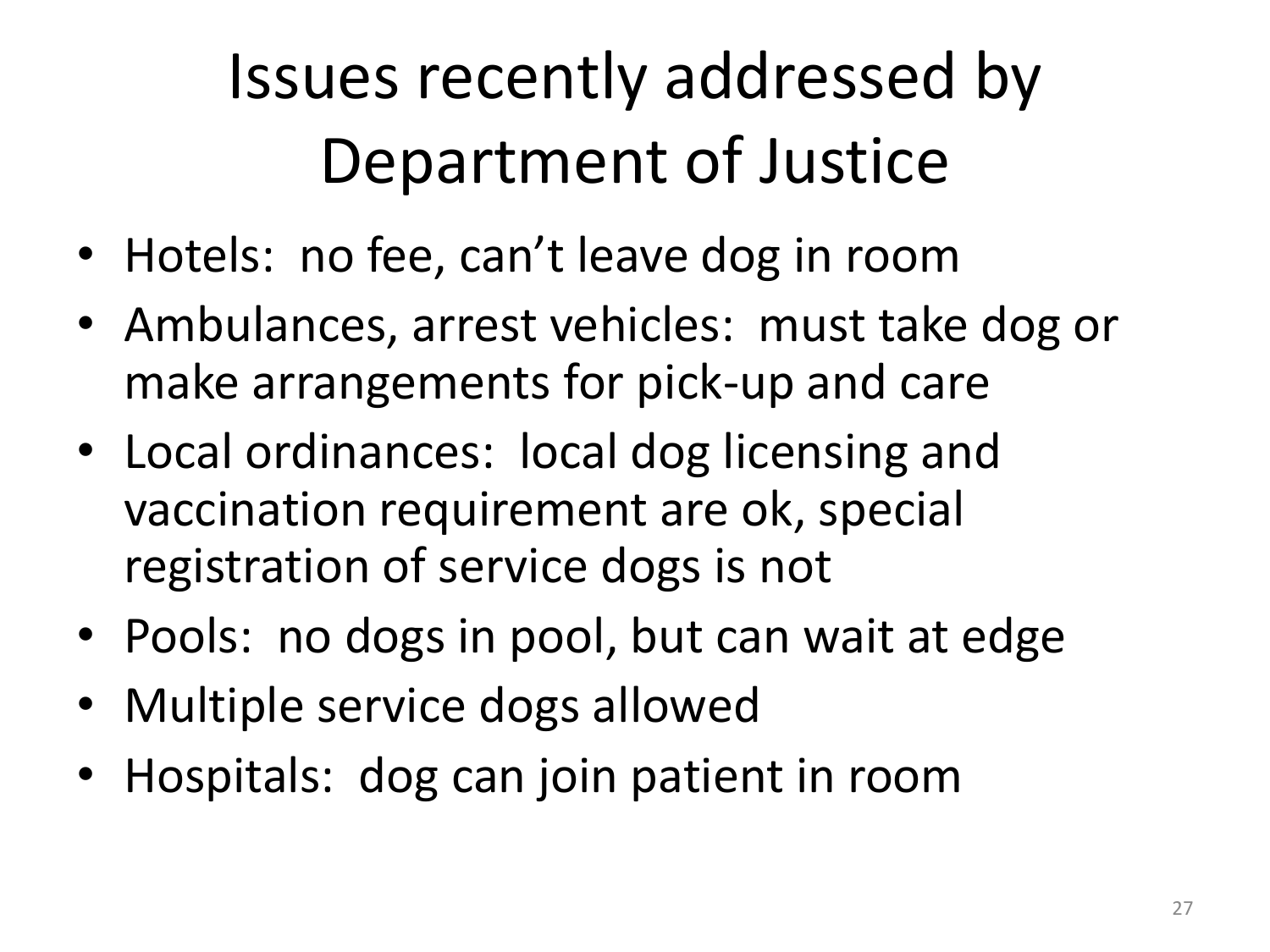# Issues recently addressed by Department of Justice

- Hotels: no fee, can't leave dog in room
- Ambulances, arrest vehicles: must take dog or make arrangements for pick-up and care
- Local ordinances: local dog licensing and vaccination requirement are ok, special registration of service dogs is not
- Pools: no dogs in pool, but can wait at edge
- Multiple service dogs allowed
- Hospitals: dog can join patient in room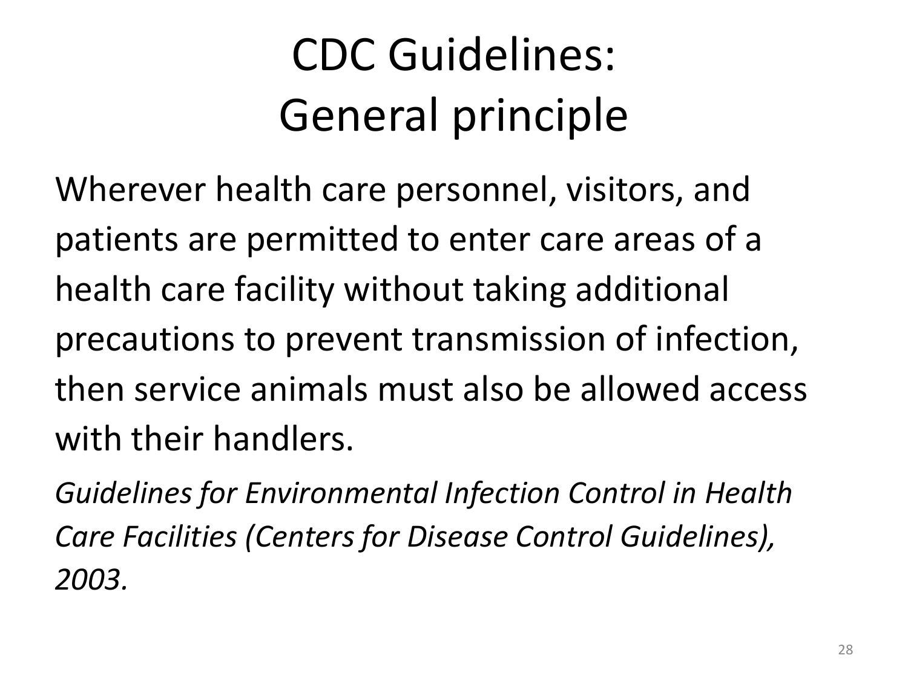# CDC Guidelines: General principle

Wherever health care personnel, visitors, and patients are permitted to enter care areas of a health care facility without taking additional precautions to prevent transmission of infection, then service animals must also be allowed access with their handlers.

*Guidelines for Environmental Infection Control in Health Care Facilities (Centers for Disease Control Guidelines), 2003.*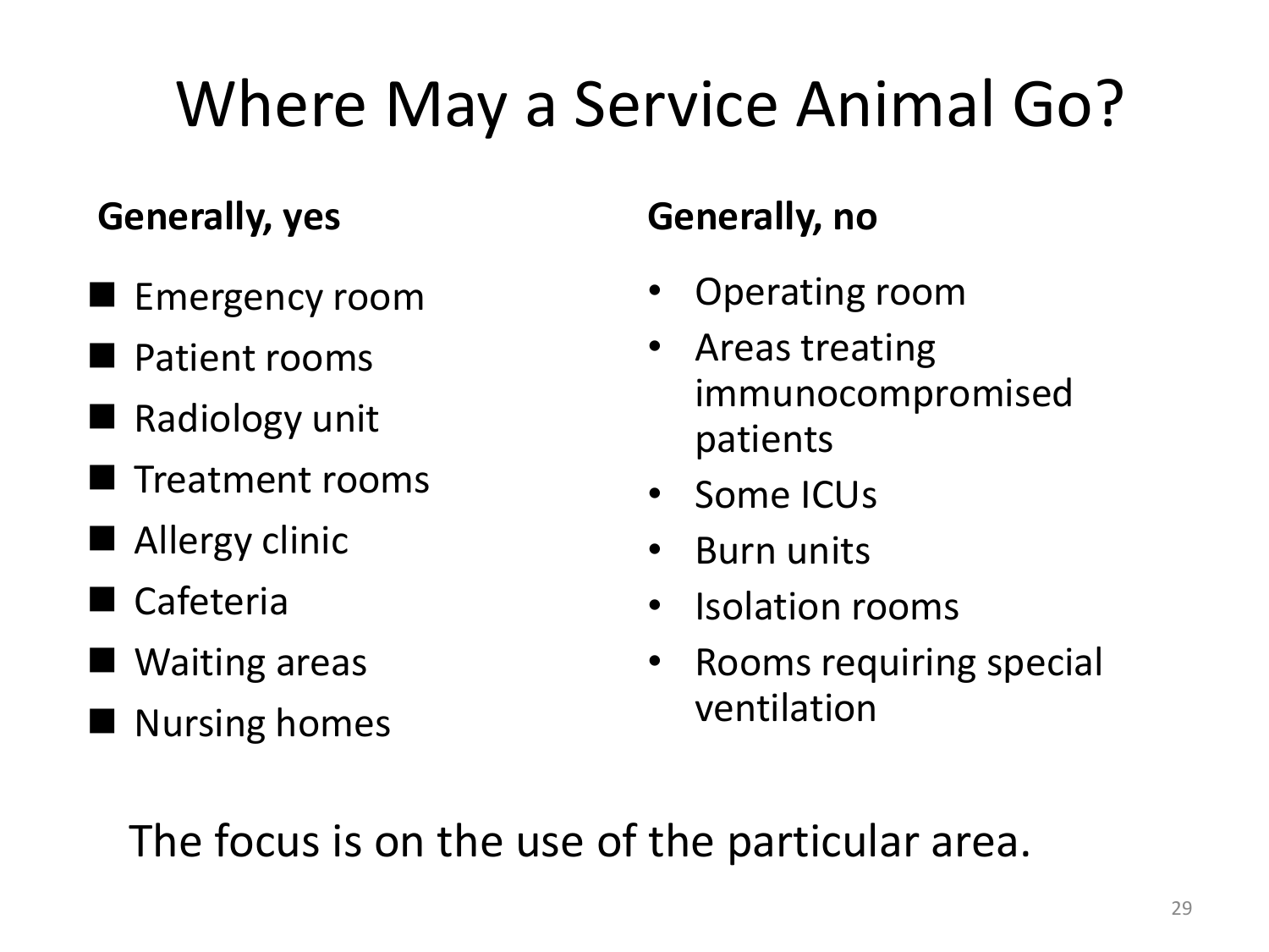# Where May a Service Animal Go?

**Generally, yes**

- Emergency room
- Patient rooms
- Radiology unit
- Treatment rooms
- Allergy clinic
- Cafeteria
- Waiting areas
- Nursing homes

**Generally, no**

- Operating room
- Areas treating immunocompromised patients
- Some ICUs
- Burn units
- Isolation rooms
- Rooms requiring special ventilation

The focus is on the use of the particular area.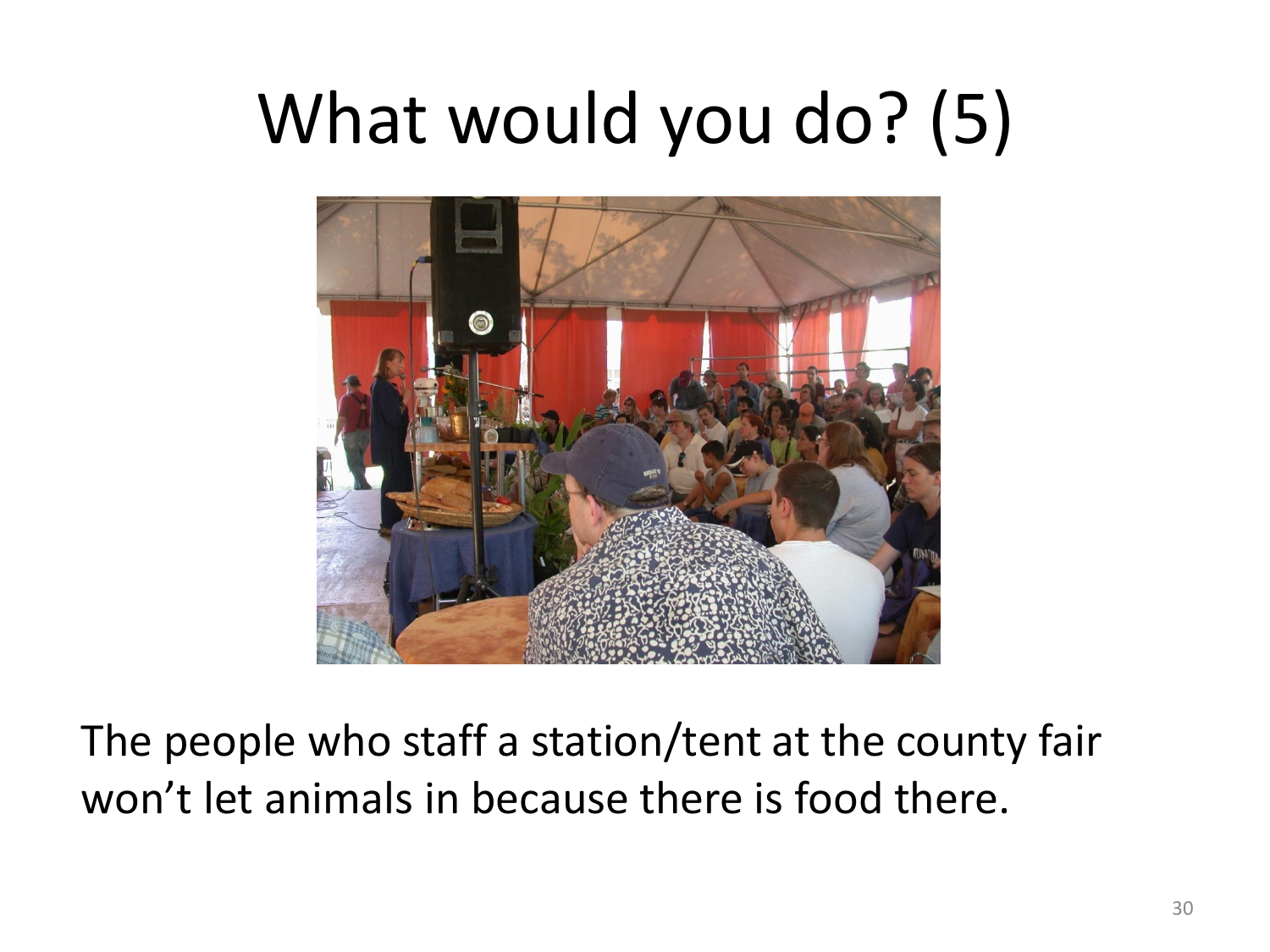# What would you do? (5)

The people who staff a station/tent at the county fair won't let animals in because there is food there.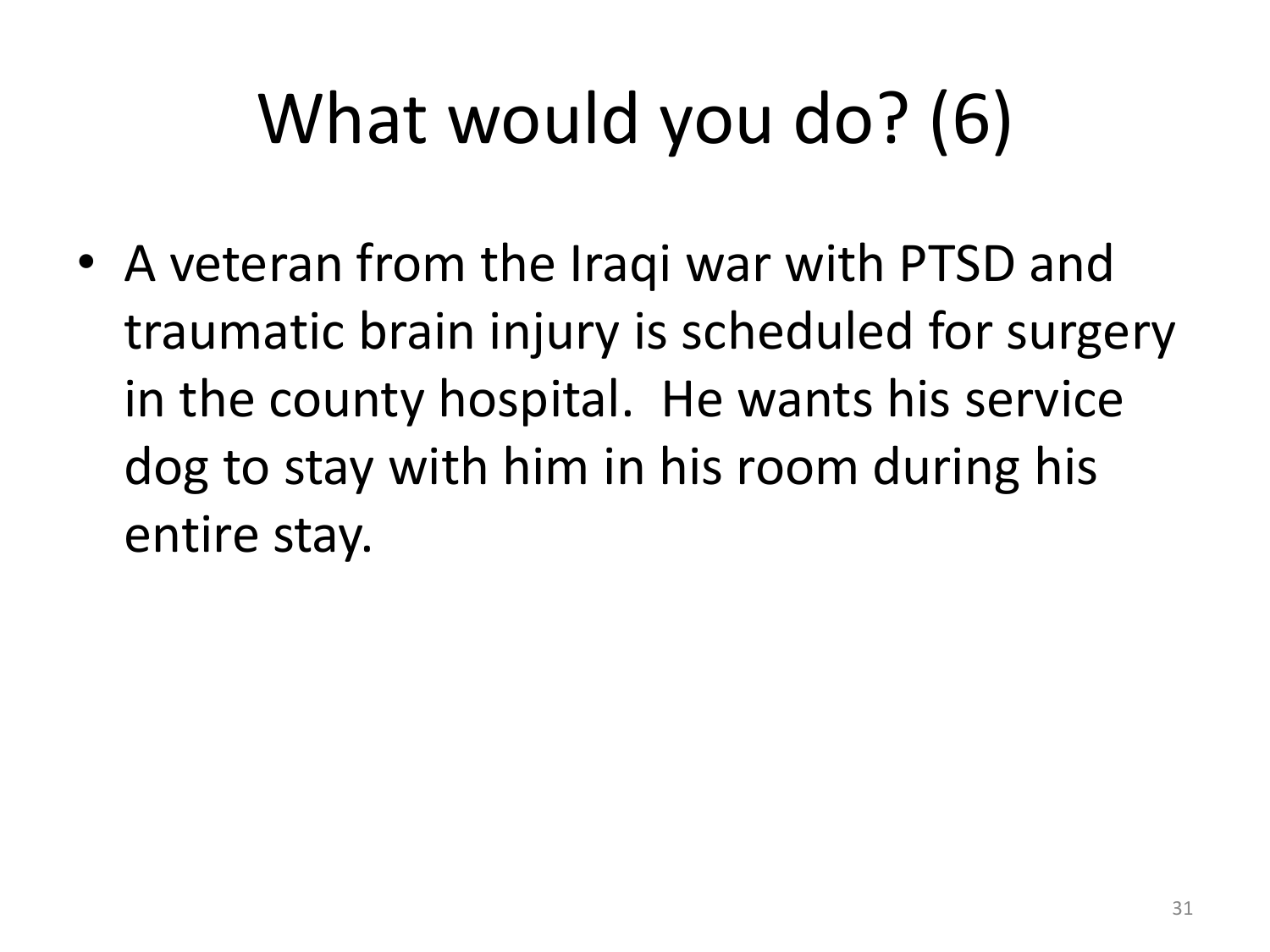# What would you do? (6)

- A veteran from the Iraqi war with PTSD and traumatic brain injury is scheduled for surgery in the county hospital. He wants his service dog to stay with him in his room during his entire stay.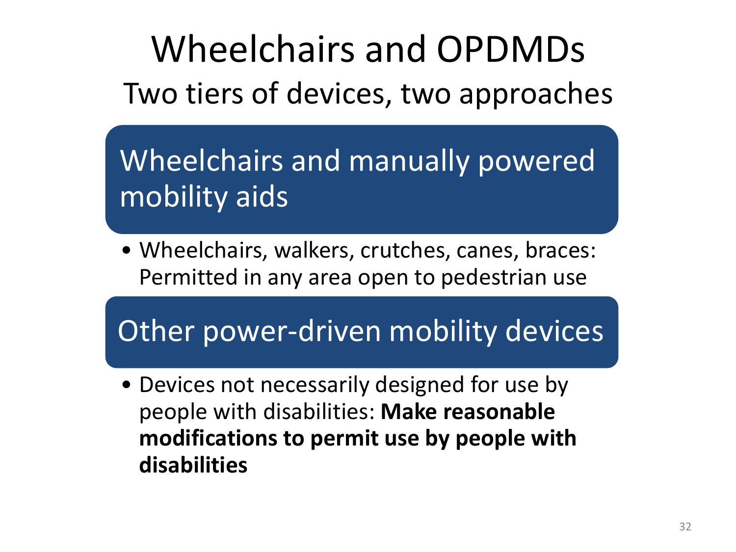# Wheelchairs and OPDMDs

## Two tiers of devices, two approaches

### Wheelchairs and manually powered mobility aids

- Wheelchairs, walkers, crutches, canes, braces: Permitted in any area open to pedestrian use

### Other power-driven mobility devices

- Devices not necessarily designed for use by people with disabilities: **Make reasonable modifications to permit use by people with disabilities**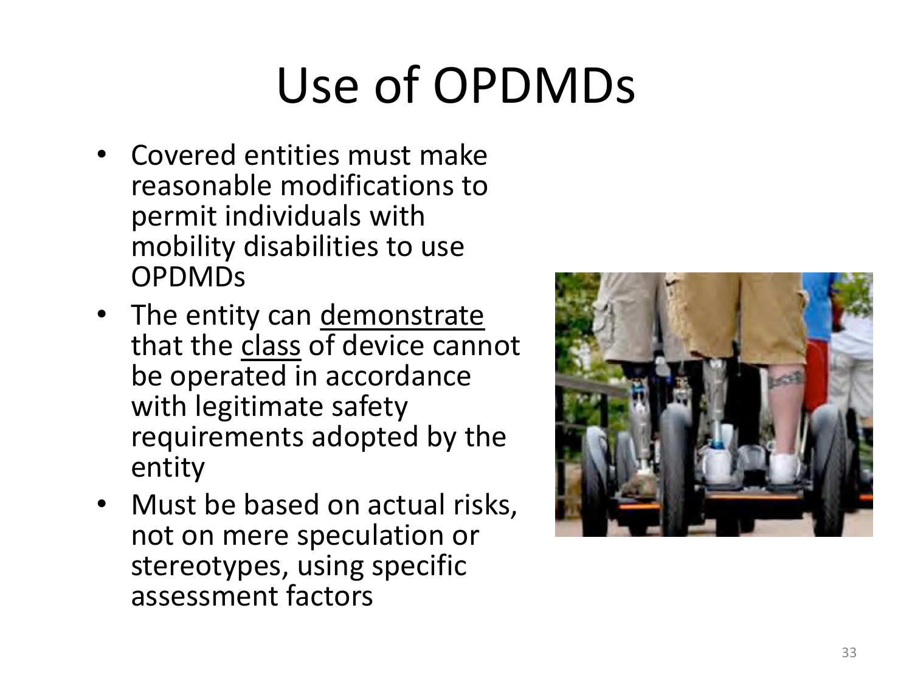# Use of OPDMDs

- Covered entities must make reasonable modifications to permit individuals with mobility disabilities to use OPDMDs
- The entity can <u>demonstrate</u> that the <u>class</u> of device cannot be operated in accordance with legitimate safety requirements adopted by the entity
- Must be based on actual risks, not on mere speculation or stereotypes, using specific assessment factors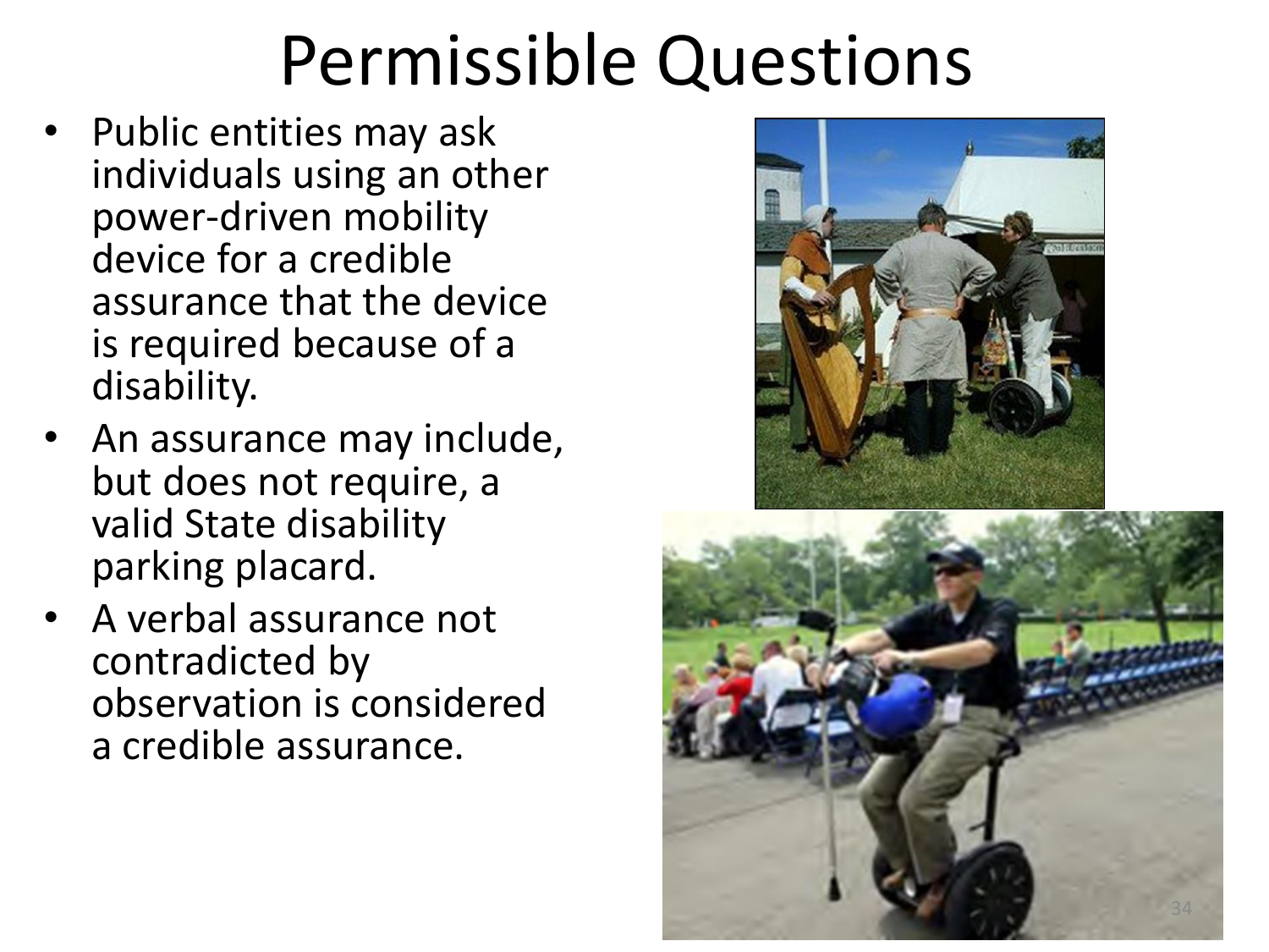# Permissible Questions

- Public entities may ask individuals using an other power-driven mobility device for a credible assurance that the device is required because of a disability.
- An assurance may include, but does not require, a valid State disability parking placard.
- A verbal assurance not contradicted by observation is considered a credible assurance.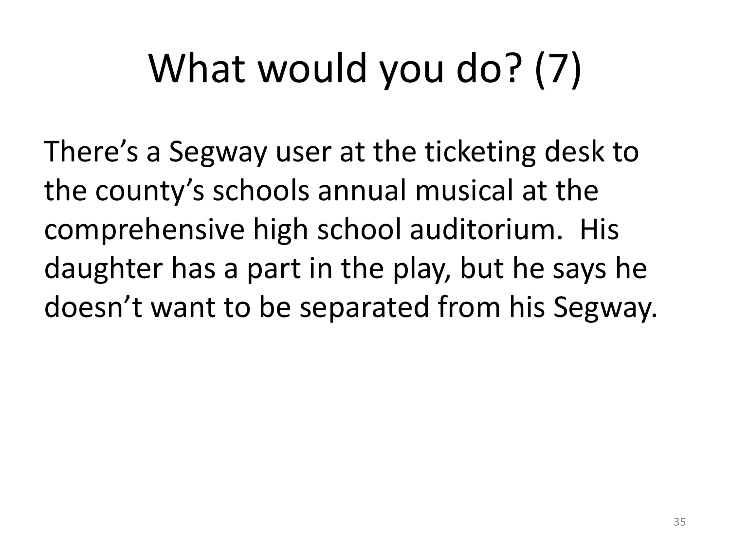# What would you do? (7)

There's a Segway user at the ticketing desk to the county's schools annual musical at the comprehensive high school auditorium. His daughter has a part in the play, but he says he doesn't want to be separated from his Segway.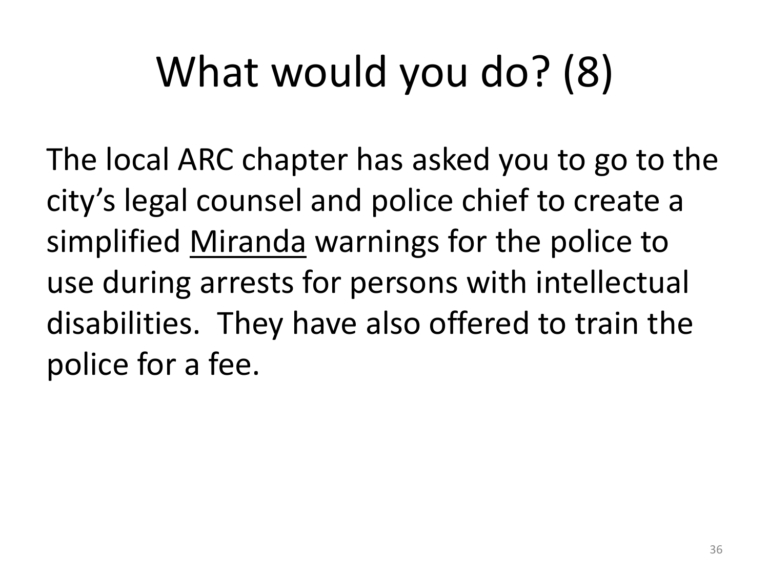# What would you do? (8)

The local ARC chapter has asked you to go to the city's legal counsel and police chief to create a simplified Miranda warnings for the police to use during arrests for persons with intellectual disabilities. They have also offered to train the police for a fee.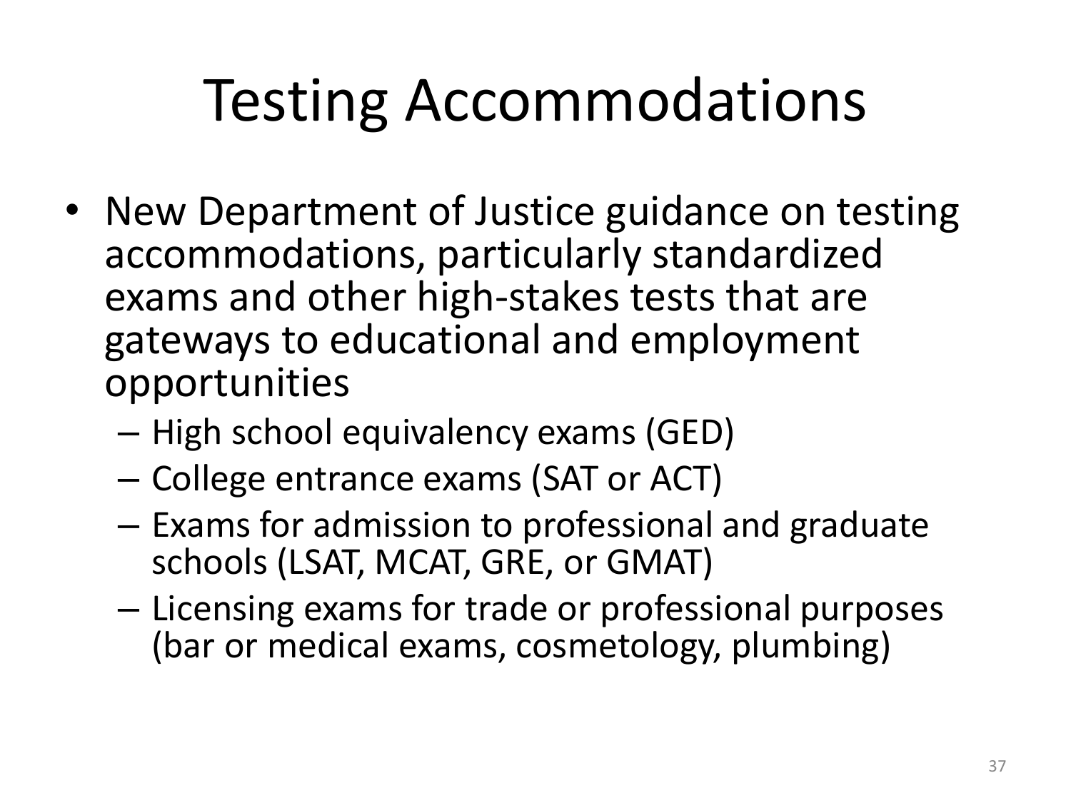# Testing Accommodations

- New Department of Justice guidance on testing accommodations, particularly standardized exams and other high-stakes tests that are gateways to educational and employment opportunities
  - High school equivalency exams (GED)
  - College entrance exams (SAT or ACT)
  - Exams for admission to professional and graduate schools (LSAT, MCAT, GRE, or GMAT)
  - Licensing exams for trade or professional purposes (bar or medical exams, cosmetology, plumbing)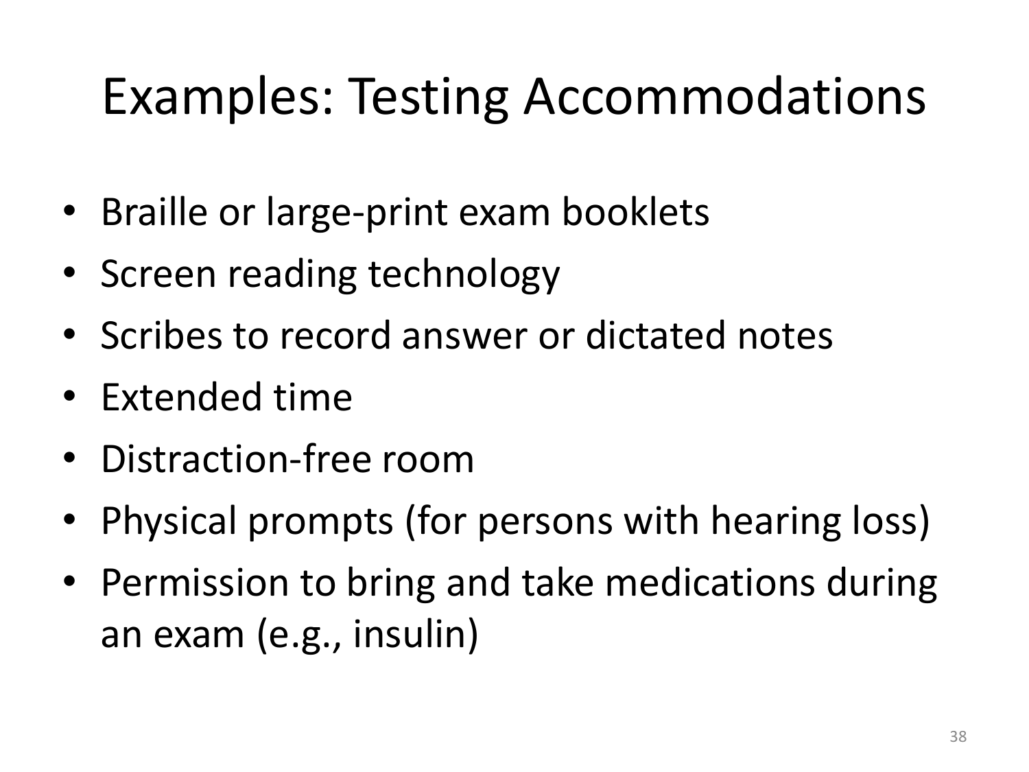# Examples: Testing Accommodations

- Braille or large-print exam booklets
- Screen reading technology
- Scribes to record answer or dictated notes
- Extended time
- Distraction-free room
- Physical prompts (for persons with hearing loss)
- Permission to bring and take medications during an exam (e.g., insulin)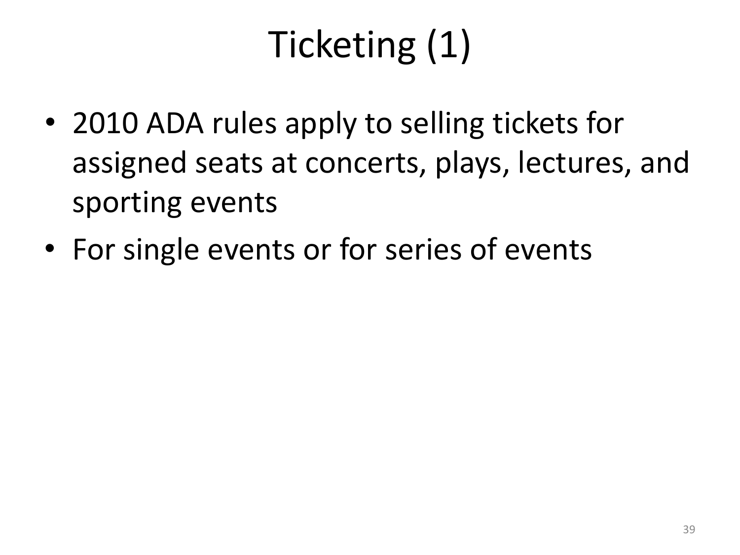# Ticketing (1)

- 2010 ADA rules apply to selling tickets for assigned seats at concerts, plays, lectures, and sporting events
- For single events or for series of events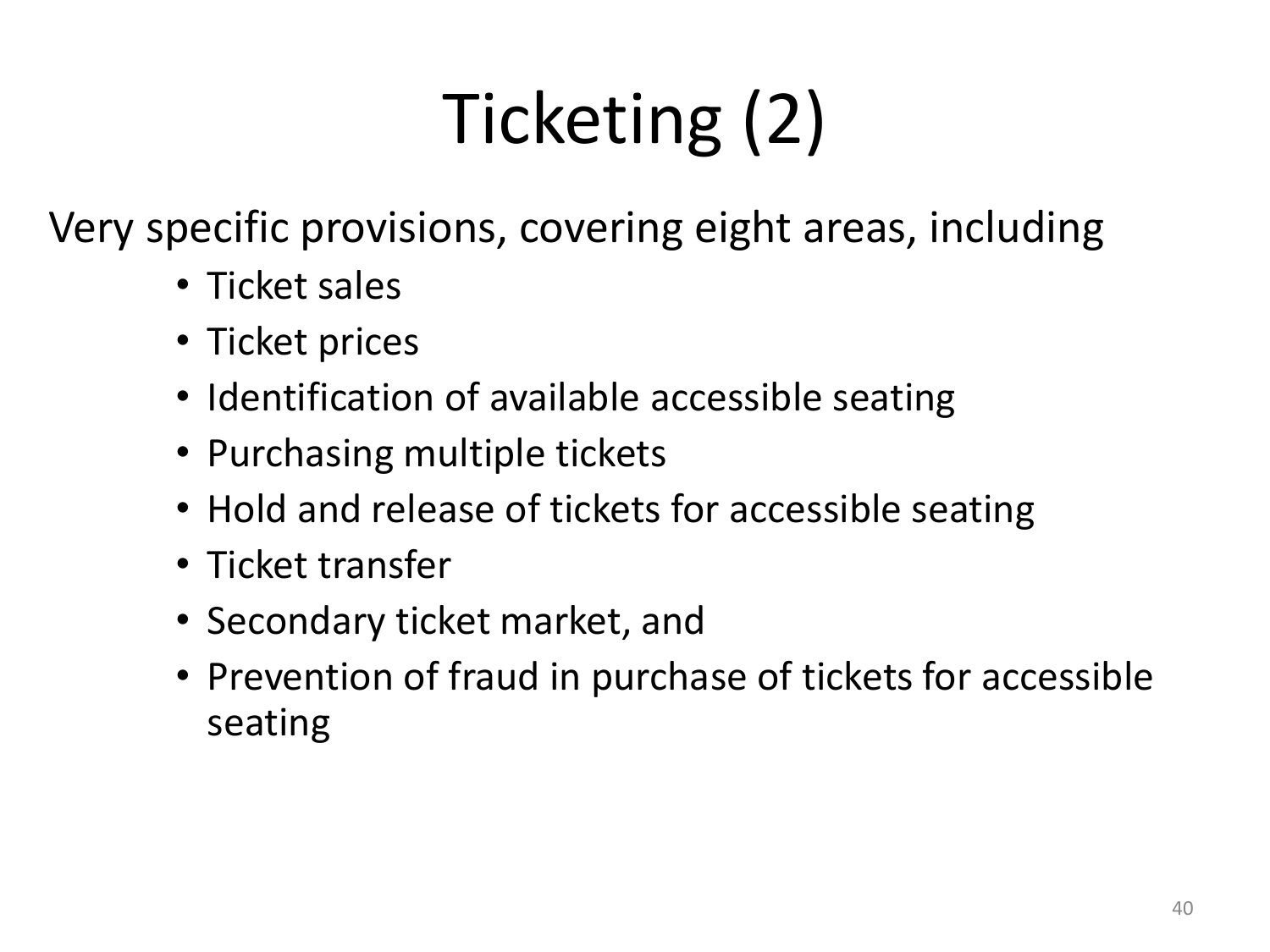# Ticketing (2)

Very specific provisions, covering eight areas, including

- Ticket sales
- Ticket prices
- Identification of available accessible seating
- Purchasing multiple tickets
- Hold and release of tickets for accessible seating
- Ticket transfer
- Secondary ticket market, and
- Prevention of fraud in purchase of tickets for accessible seating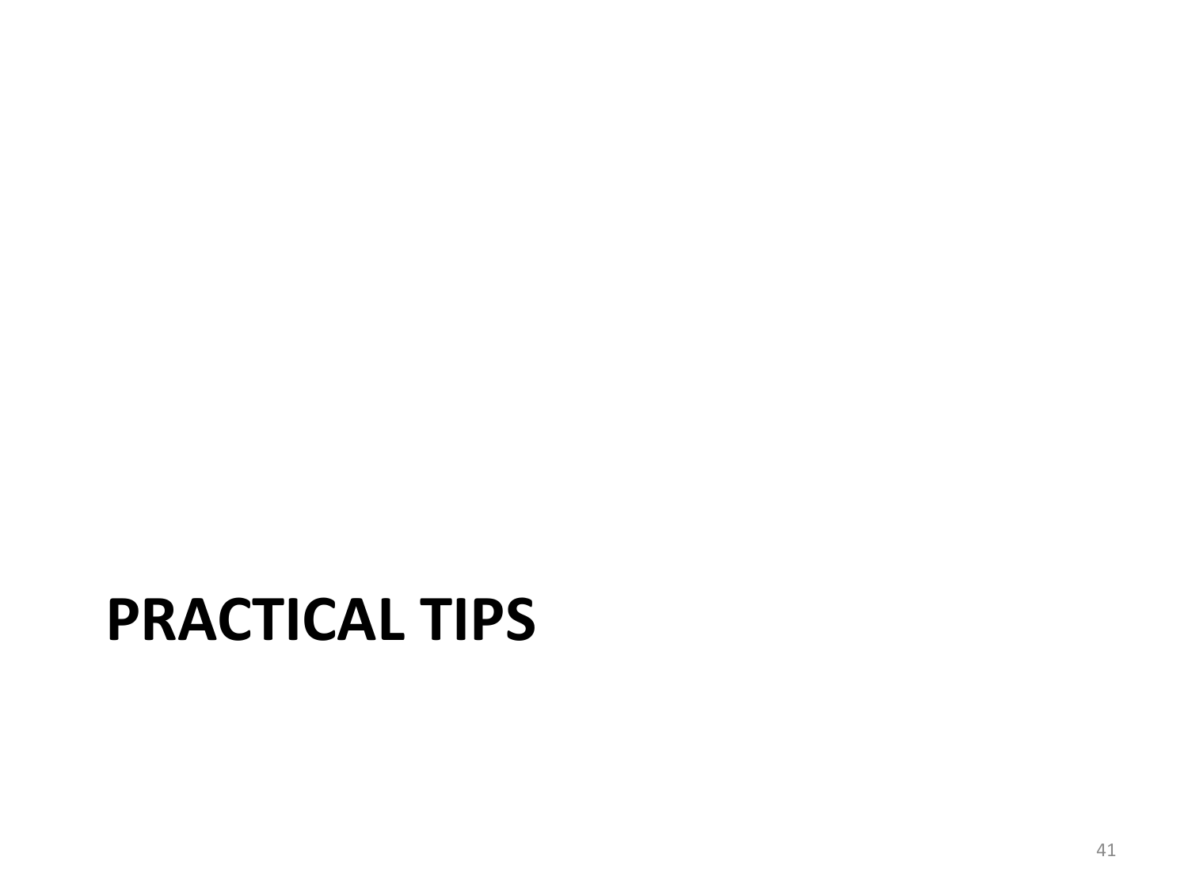# PRACTICAL TIPS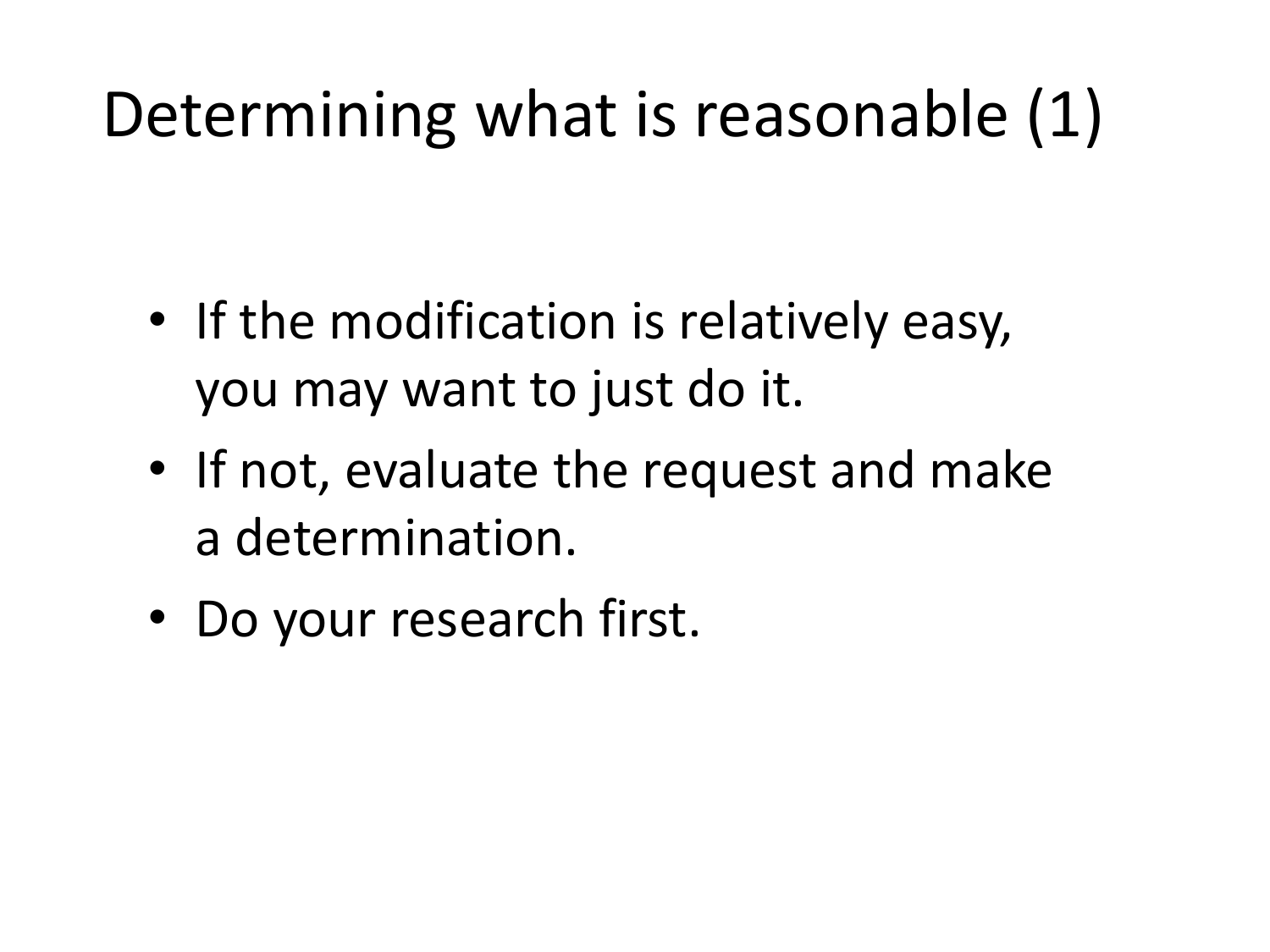# Determining what is reasonable (1)

- If the modification is relatively easy, you may want to just do it.
- If not, evaluate the request and make a determination.
- Do your research first.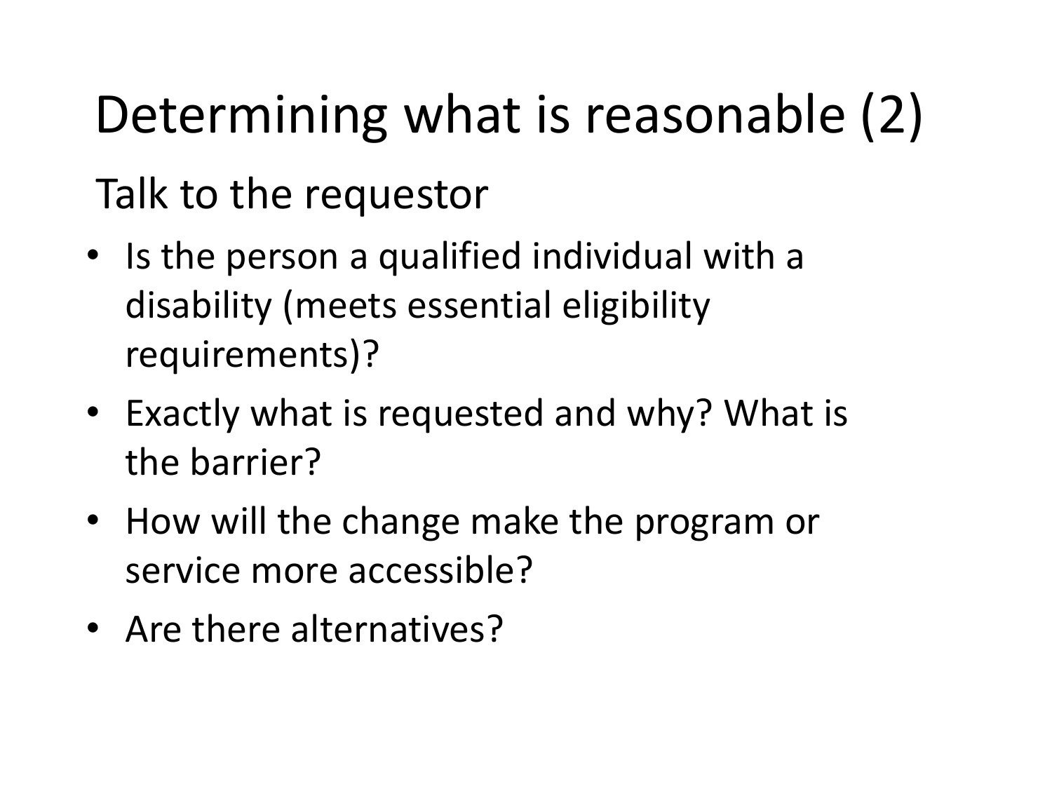# Determining what is reasonable (2)

Talk to the requestor

- Is the person a qualified individual with a disability (meets essential eligibility requirements)?
- Exactly what is requested and why? What is the barrier?
- How will the change make the program or service more accessible?
- Are there alternatives?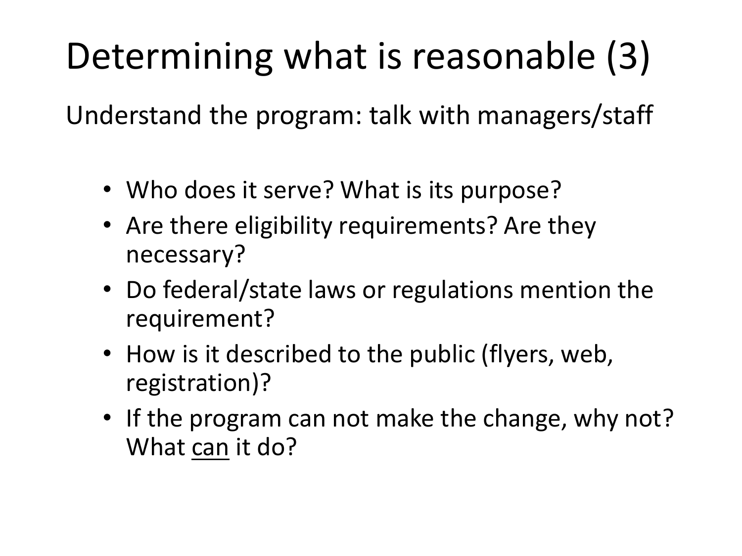# Determining what is reasonable (3)

Understand the program: talk with managers/staff

- Who does it serve? What is its purpose?
- Are there eligibility requirements? Are they necessary?
- Do federal/state laws or regulations mention the requirement?
- How is it described to the public (flyers, web, registration)?
- If the program can not make the change, why not? What <u>can</u> it do?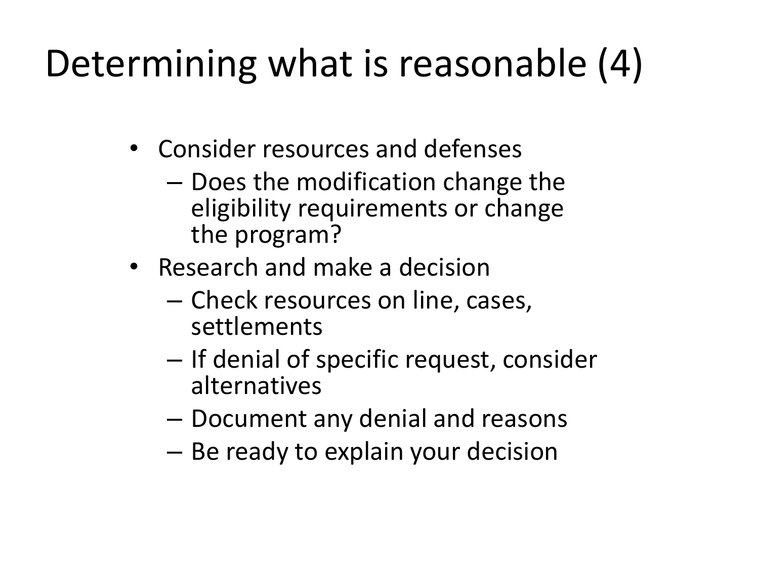# Determining what is reasonable (4)

- Consider resources and defenses
  - Does the modification change the eligibility requirements or change the program?
- Research and make a decision
  - Check resources on line, cases, settlements
  - If denial of specific request, consider alternatives
  - Document any denial and reasons
  - Be ready to explain your decision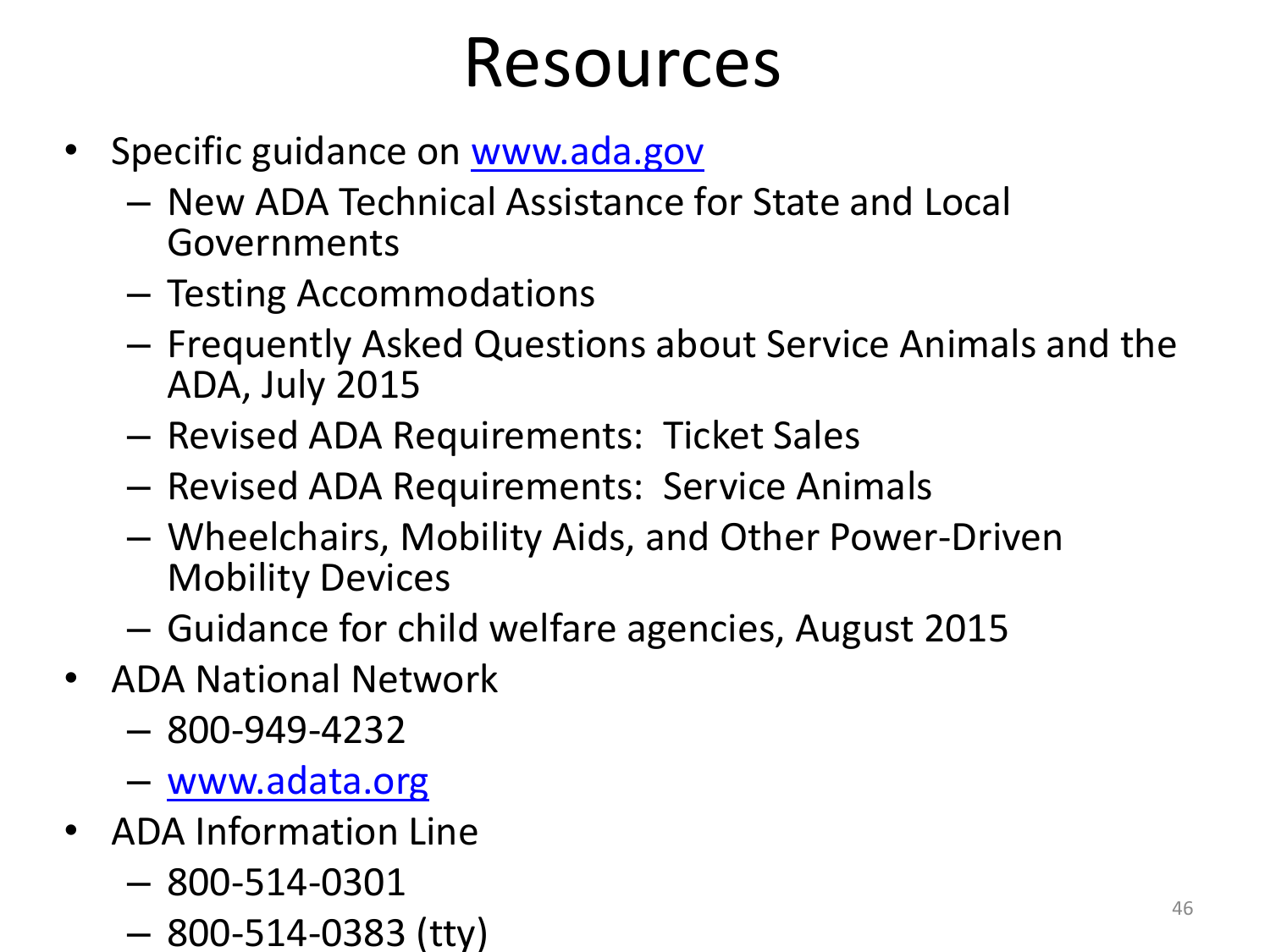# Resources

- Specific guidance on [www.ada.gov](http://www.ada.gov)
  - New ADA Technical Assistance for State and Local Governments
  - Testing Accommodations
  - Frequently Asked Questions about Service Animals and the ADA, July 2015
  - Revised ADA Requirements: Ticket Sales
  - Revised ADA Requirements: Service Animals
  - Wheelchairs, Mobility Aids, and Other Power-Driven Mobility Devices
  - Guidance for child welfare agencies, August 2015
- ADA National Network
  - 800-949-4232
  - [www.adata.org](http://www.adata.org)
- ADA Information Line
  - 800-514-0301
  - 800-514-0383 (tty)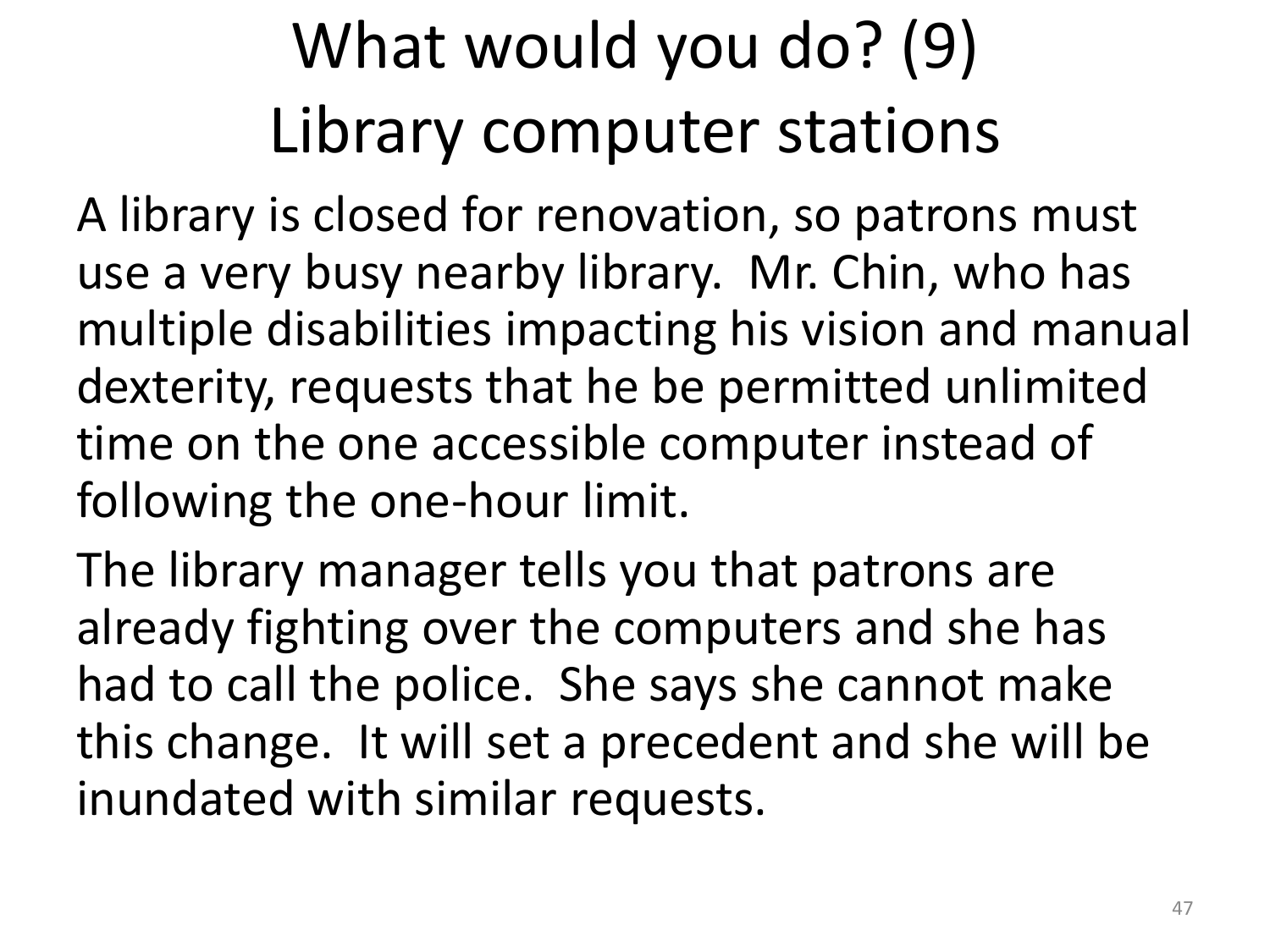# What would you do? (9) Library computer stations

A library is closed for renovation, so patrons must use a very busy nearby library. Mr. Chin, who has multiple disabilities impacting his vision and manual dexterity, requests that he be permitted unlimited time on the one accessible computer instead of following the one-hour limit.

The library manager tells you that patrons are already fighting over the computers and she has had to call the police. She says she cannot make this change. It will set a precedent and she will be inundated with similar requests.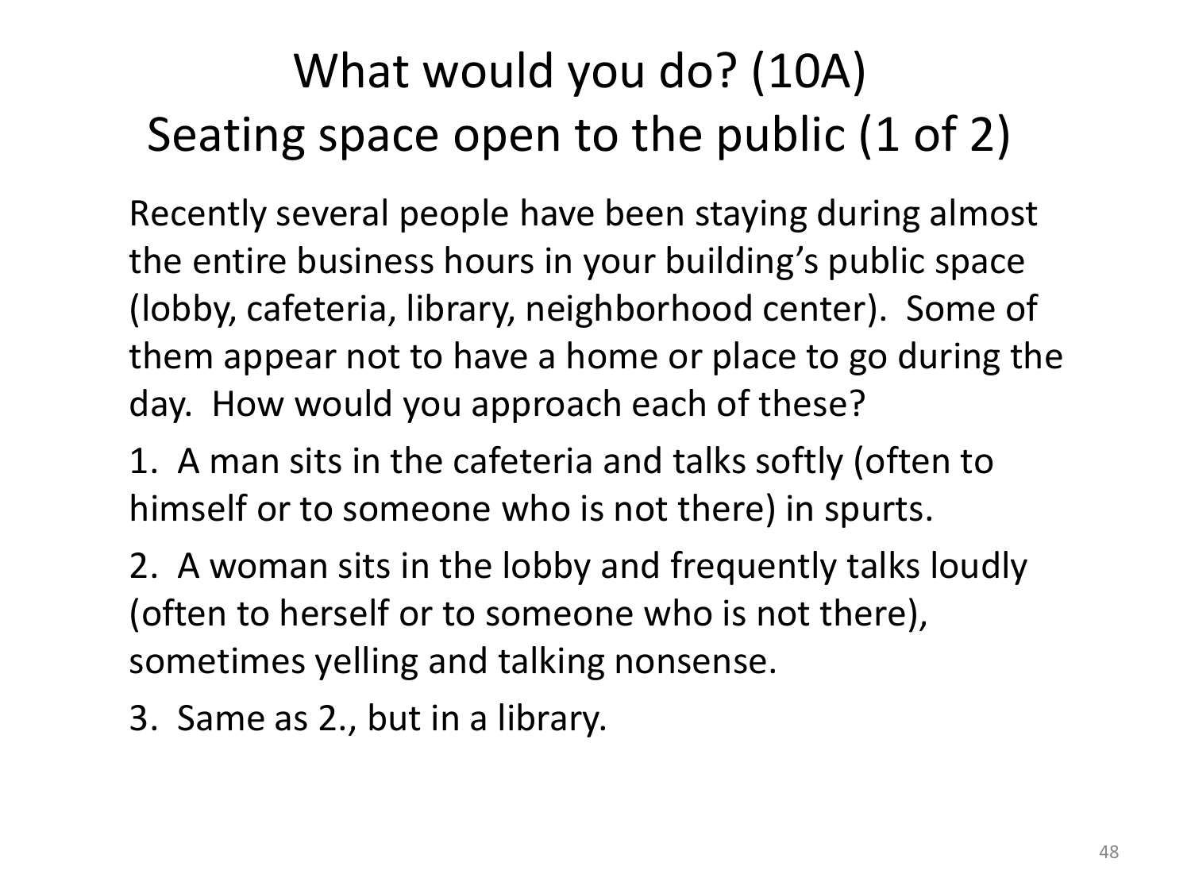# What would you do? (10A) Seating space open to the public (1 of 2)

Recently several people have been staying during almost the entire business hours in your building's public space (lobby, cafeteria, library, neighborhood center). Some of them appear not to have a home or place to go during the day. How would you approach each of these?

1. A man sits in the cafeteria and talks softly (often to himself or to someone who is not there) in spurts.
2. A woman sits in the lobby and frequently talks loudly (often to herself or to someone who is not there), sometimes yelling and talking nonsense.
3. Same as 2., but in a library.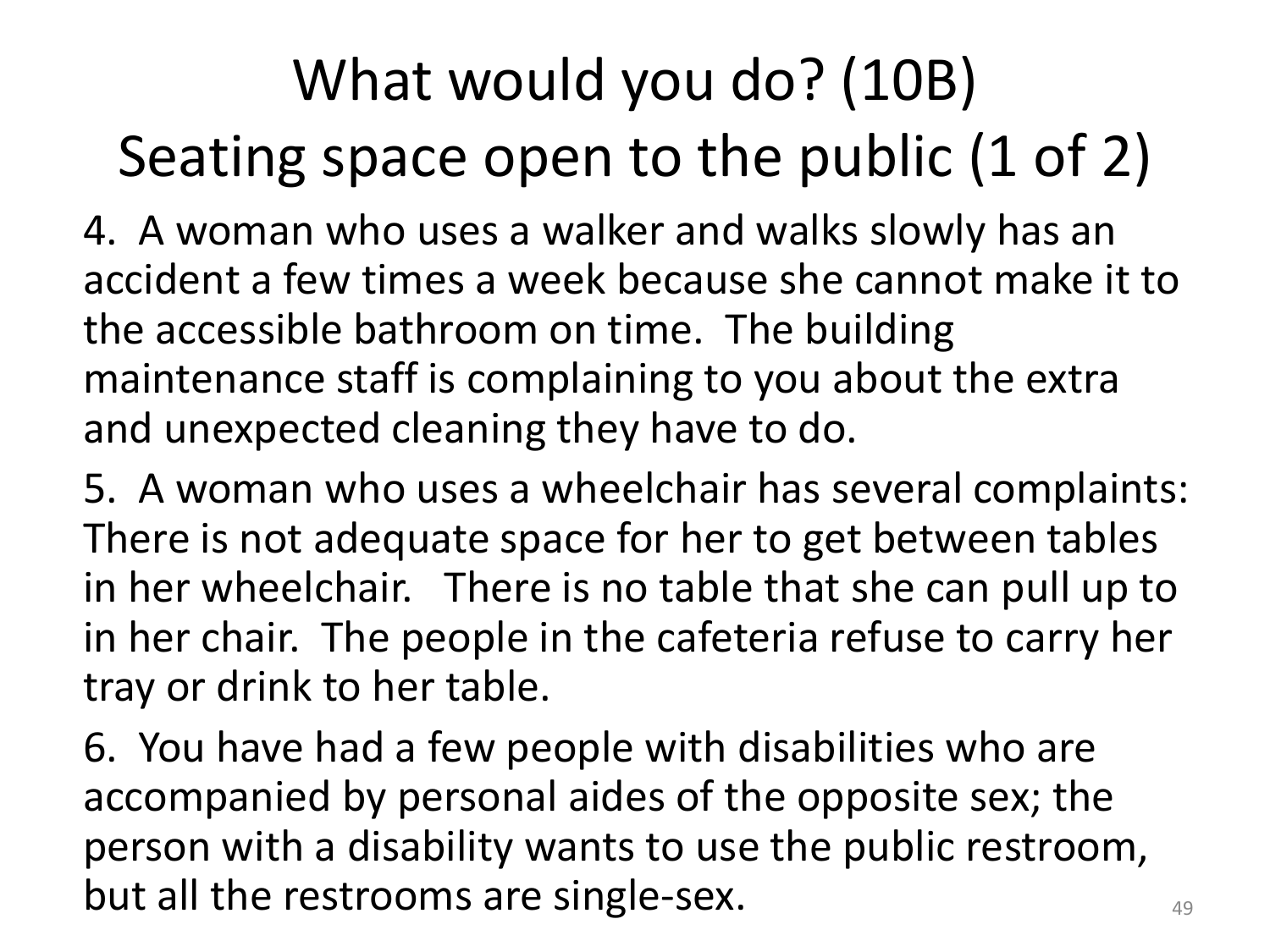# What would you do? (10B) Seating space open to the public (1 of 2)

4. A woman who uses a walker and walks slowly has an accident a few times a week because she cannot make it to the accessible bathroom on time. The building maintenance staff is complaining to you about the extra and unexpected cleaning they have to do.

5. A woman who uses a wheelchair has several complaints: There is not adequate space for her to get between tables in her wheelchair. There is no table that she can pull up to in her chair. The people in the cafeteria refuse to carry her tray or drink to her table.

6. You have had a few people with disabilities who are accompanied by personal aides of the opposite sex; the person with a disability wants to use the public restroom, but all the restrooms are single-sex.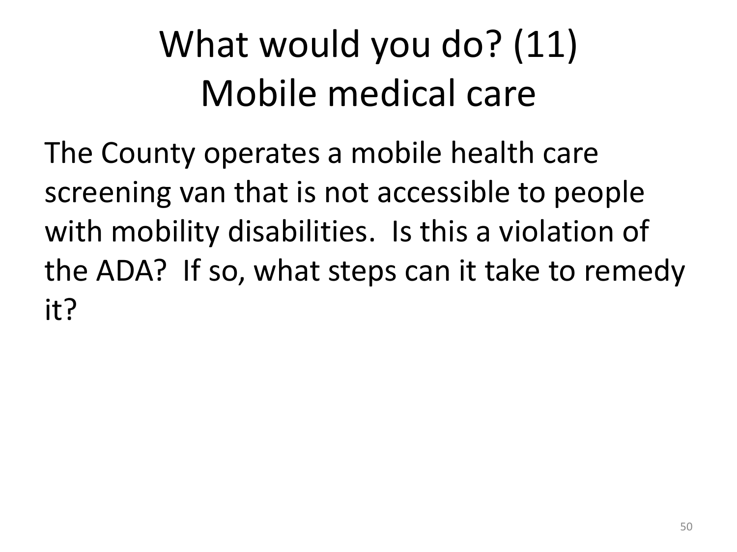# What would you do? (11) Mobile medical care

The County operates a mobile health care screening van that is not accessible to people with mobility disabilities. Is this a violation of the ADA? If so, what steps can it take to remedy it?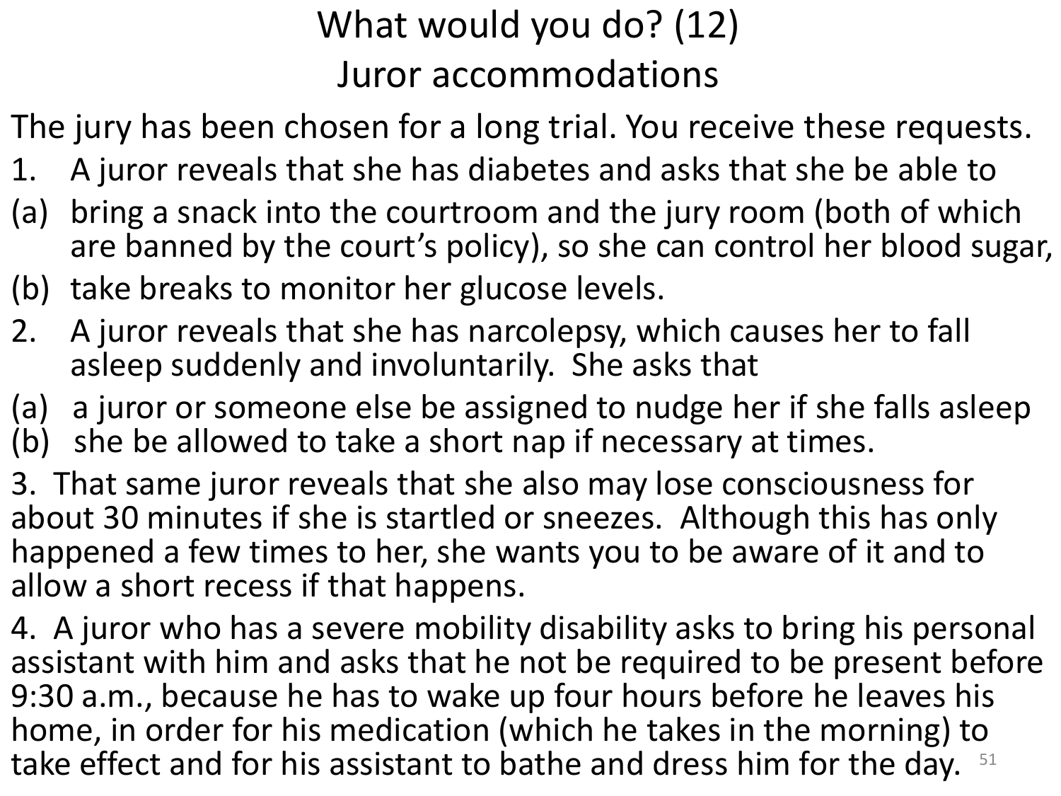# What would you do? (12)
## Juror accommodations

The jury has been chosen for a long trial. You receive these requests.

1. A juror reveals that she has diabetes and asks that she be able to
   (a) bring a snack into the courtroom and the jury room (both of which are banned by the court's policy), so she can control her blood sugar,
   (b) take breaks to monitor her glucose levels.
2. A juror reveals that she has narcolepsy, which causes her to fall asleep suddenly and involuntarily. She asks that
   (a) a juror or someone else be assigned to nudge her if she falls asleep
   (b) she be allowed to take a short nap if necessary at times.
3. That same juror reveals that she also may lose consciousness for about 30 minutes if she is startled or sneezes. Although this has only happened a few times to her, she wants you to be aware of it and to allow a short recess if that happens.
4. A juror who has a severe mobility disability asks to bring his personal assistant with him and asks that he not be required to be present before 9:30 a.m., because he has to wake up four hours before he leaves his home, in order for his medication (which he takes in the morning) to take effect and for his assistant to bathe and dress him for the day.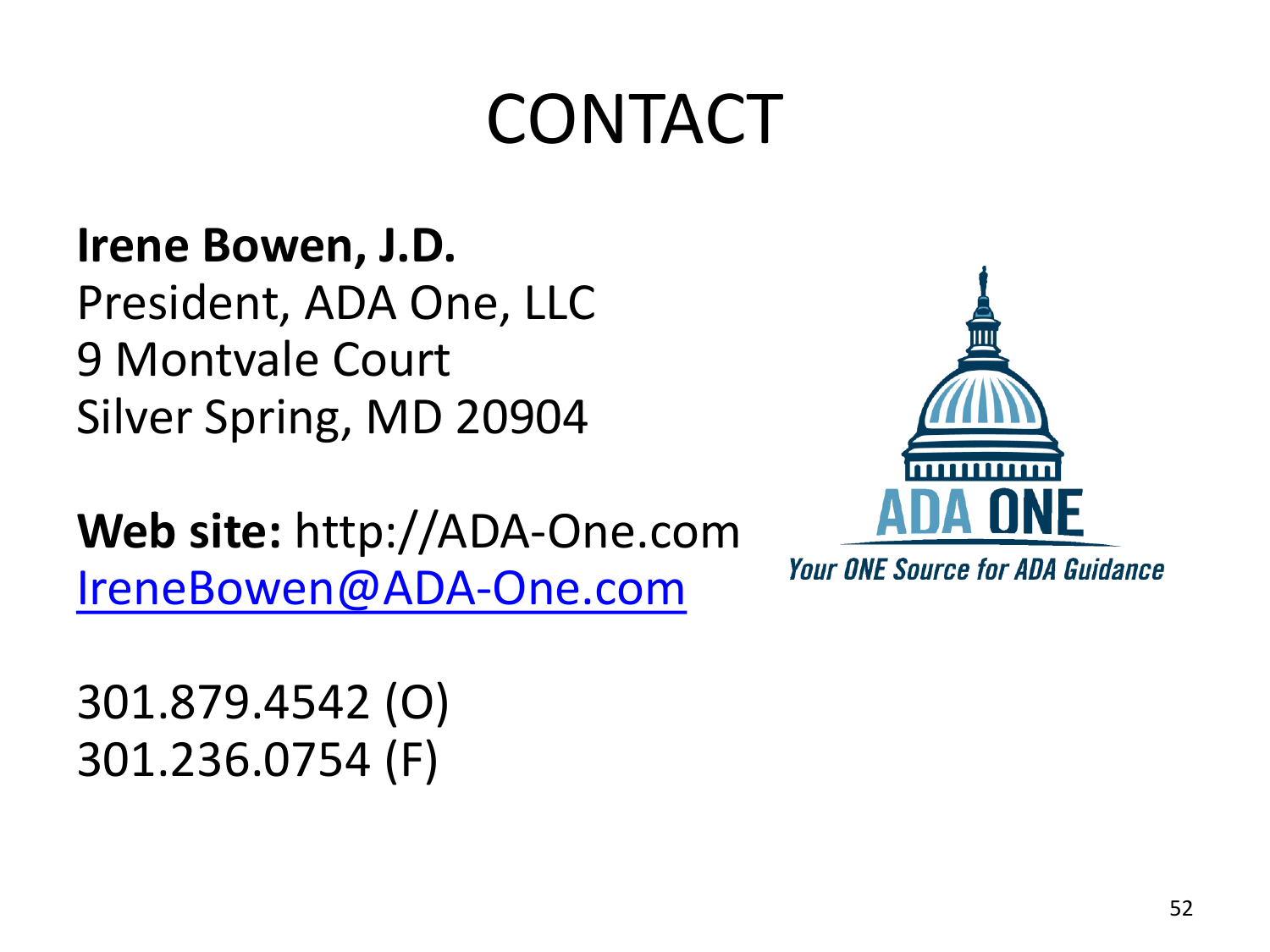# CONTACT

**Irene Bowen, J.D.**
President, ADA One, LLC
9 Montvale Court
Silver Spring, MD 20904

**Web site:** http://ADA-One.com
IreneBowen@ADA-One.com

301.879.4542 (O)
301.236.0754 (F)

ADA ONE

*Your ONE Source for ADA Guidance*